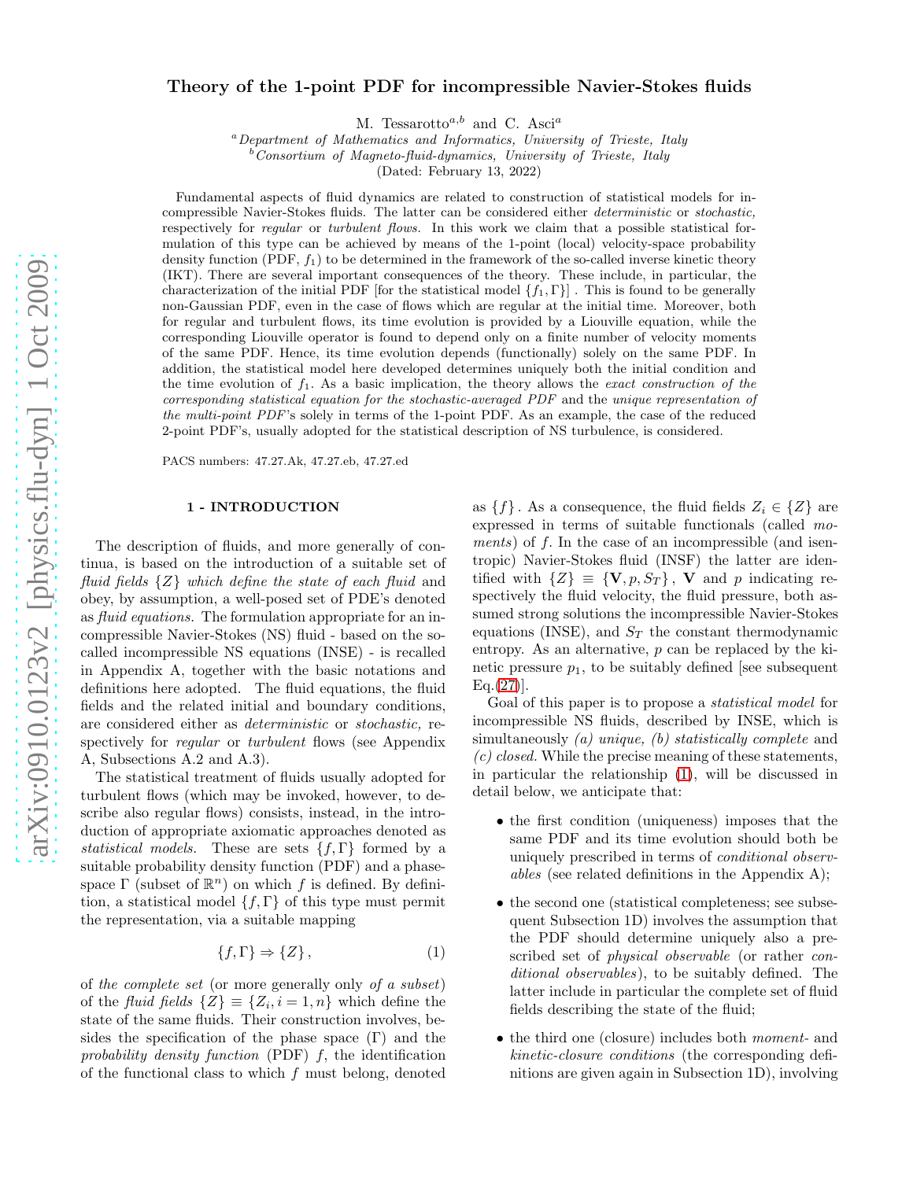# Theory of the 1-point PDF for incompressible Navier-Stokes fluids

M. Tessarotto[a,b] and C. Asci[a]

[a] Department of Mathematics and Informatics, University of Trieste, Italy
[b] Consortium of Magneto-fluid-dynamics, University of Trieste, Italy

(Dated: February 13, 2022)

Fundamental aspects of fluid dynamics are related to construction of statistical models for incompressible Navier-Stokes fluids. The latter can be considered either *deterministic* or *stochastic,* respectively for *regular* or *turbulent flows.* In this work we claim that a possible statistical formulation of this type can be achieved by means of the 1-point (local) velocity-space probability density function (PDF, $f_1$) to be determined in the framework of the so-called inverse kinetic theory (IKT). There are several important consequences of the theory. These include, in particular, the characterization of the initial PDF [for the statistical model $\{f_1, \Gamma\}$] . This is found to be generally non-Gaussian PDF, even in the case of flows which are regular at the initial time. Moreover, both for regular and turbulent flows, its time evolution is provided by a Liouville equation, while the corresponding Liouville operator is found to depend only on a finite number of velocity moments of the same PDF. Hence, its time evolution depends (functionally) solely on the same PDF. In addition, the statistical model here developed determines uniquely both the initial condition and the time evolution of $f_1$. As a basic implication, the theory allows the *exact construction of the corresponding statistical equation for the stochastic-averaged PDF* and the *unique representation of the multi-point PDF*'s solely in terms of the 1-point PDF. As an example, the case of the reduced 2-point PDF's, usually adopted for the statistical description of NS turbulence, is considered.

PACS numbers: 47.27.Ak, 47.27.eb, 47.27.ed

## 1 - INTRODUCTION

The description of fluids, and more generally of continua, is based on the introduction of a suitable set of *fluid fields* $\{Z\}$ *which define the state of each fluid* and obey, by assumption, a well-posed set of PDE's denoted as *fluid equations.* The formulation appropriate for an incompressible Navier-Stokes (NS) fluid - based on the so-called incompressible NS equations (INSE) - is recalled in Appendix A, together with the basic notations and definitions here adopted. The fluid equations, the fluid fields and the related initial and boundary conditions, are considered either as *deterministic* or *stochastic,* respectively for *regular* or *turbulent* flows (see Appendix A, Subsections A.2 and A.3).

The statistical treatment of fluids usually adopted for turbulent flows (which may be invoked, however, to describe also regular flows) consists, instead, in the introduction of appropriate axiomatic approaches denoted as *statistical models.* These are sets $\{f, \Gamma\}$ formed by a suitable probability density function (PDF) and a phase-space $\Gamma$ (subset of $\mathbb{R}^n$) on which $f$ is defined. By definition, a statistical model $\{f, \Gamma\}$ of this type must permit the representation, via a suitable mapping

$$\{f, \Gamma\} \Rightarrow \{Z\}, \tag{1}$$

of *the complete set* (or more generally only *of a subset*) of the *fluid fields* $\{Z\} \equiv \{Z_i, i = 1, n\}$ which define the state of the same fluids. Their construction involves, besides the specification of the phase space ($\Gamma$) and the *probability density function* (PDF) $f$, the identification of the functional class to which $f$ must belong, denoted as $\{f\}$. As a consequence, the fluid fields $Z_i \in \{Z\}$ are expressed in terms of suitable functionals (called *moments*) of $f$. In the case of an incompressible (and isentropic) Navier-Stokes fluid (INSF) the latter are identified with $\{Z\} \equiv \{\mathbf{V}, p, S_T\}$, $\mathbf{V}$ and $p$ indicating respectively the fluid velocity, the fluid pressure, both assumed strong solutions the incompressible Navier-Stokes equations (INSE), and $S_T$ the constant thermodynamic entropy. As an alternative, $p$ can be replaced by the kinetic pressure $p_1$, to be suitably defined [see subsequent Eq.(27)].

Goal of this paper is to propose a *statistical model* for incompressible NS fluids, described by INSE, which is simultaneously *(a) unique, (b) statistically complete* and *(c) closed.* While the precise meaning of these statements, in particular the relationship (1), will be discussed in detail below, we anticipate that:

- the first condition (uniqueness) imposes that the same PDF and its time evolution should both be uniquely prescribed in terms of *conditional observables* (see related definitions in the Appendix A);
- the second one (statistical completeness; see subsequent Subsection 1D) involves the assumption that the PDF should determine uniquely also a prescribed set of *physical observable* (or rather *conditional observables*), to be suitably defined. The latter include in particular the complete set of fluid fields describing the state of the fluid;
- the third one (closure) includes both *moment-* and *kinetic-closure conditions* (the corresponding definitions are given again in Subsection 1D), involving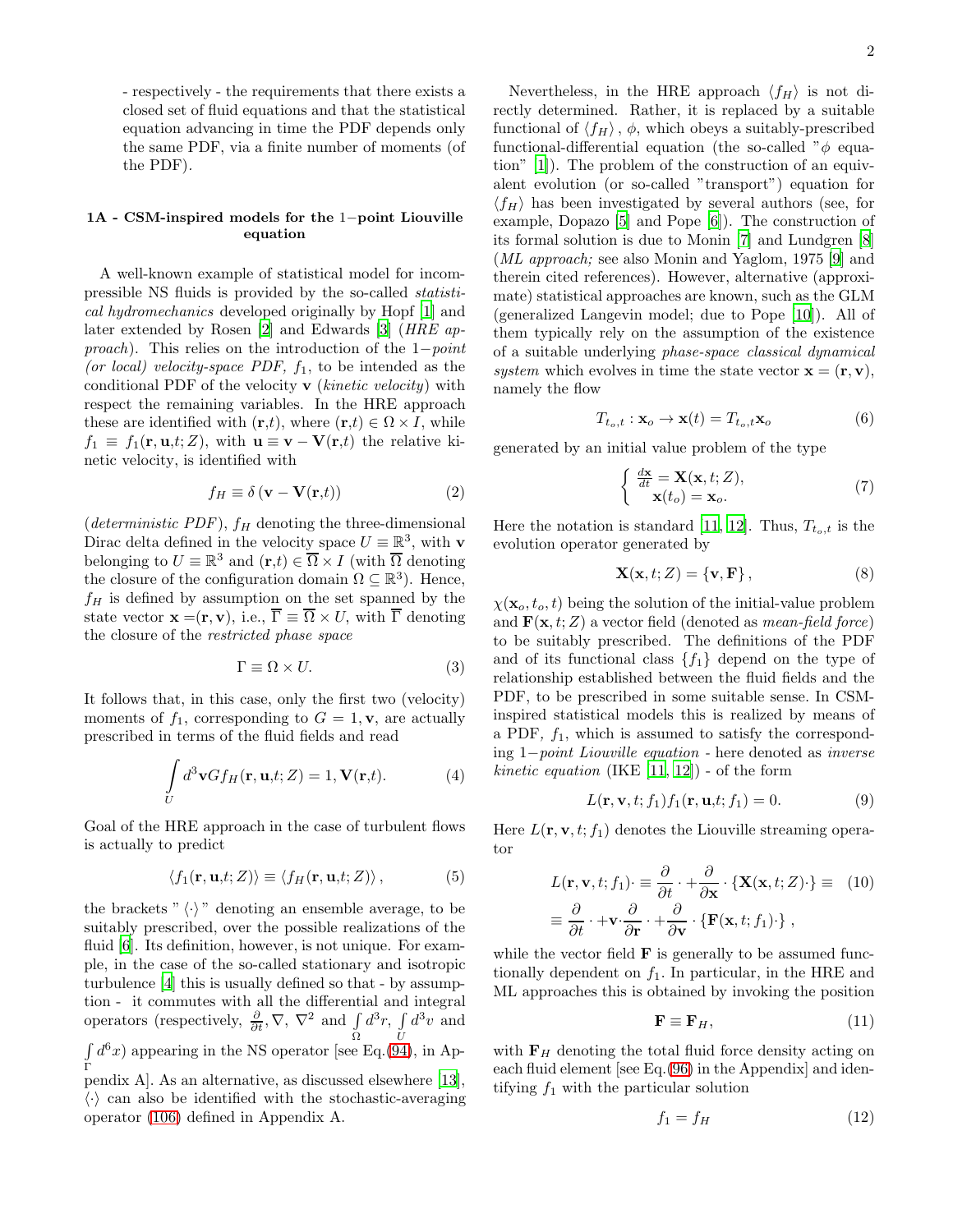- respectively - the requirements that there exists a closed set of fluid equations and that the statistical equation advancing in time the PDF depends only the same PDF, via a finite number of moments (of the PDF).

### 1A - CSM-inspired models for the 1−point Liouville equation

A well-known example of statistical model for incompressible NS fluids is provided by the so-called *statistical hydromechanics* developed originally by Hopf [1] and later extended by Rosen [2] and Edwards [3] (*HRE approach*). This relies on the introduction of the 1−*point (or local) velocity-space PDF,* $f_1$, to be intended as the conditional PDF of the velocity $\mathbf{v}$ (*kinetic velocity*) with respect the remaining variables. In the HRE approach these are identified with $(\mathbf{r},t)$, where $(\mathbf{r},t) \in \Omega \times I$, while $f_1 \equiv f_1(\mathbf{r},\mathbf{u},t;Z)$, with $\mathbf{u} \equiv \mathbf{v} - \mathbf{V}(\mathbf{r},t)$ the relative kinetic velocity, is identified with

$$f_H \equiv \delta\left(\mathbf{v} - \mathbf{V}(\mathbf{r},t)\right) \tag{2}$$

(*deterministic PDF*), $f_H$ denoting the three-dimensional Dirac delta defined in the velocity space $U \equiv \mathbb{R}^3$, with $\mathbf{v}$ belonging to $U \equiv \mathbb{R}^3$ and $(\mathbf{r},t) \in \overline{\Omega} \times I$ (with $\overline{\Omega}$ denoting the closure of the configuration domain $\Omega \subseteq \mathbb{R}^3$). Hence, $f_H$ is defined by assumption on the set spanned by the state vector $\mathbf{x} = (\mathbf{r},\mathbf{v})$, i.e., $\overline{\Gamma} \equiv \overline{\Omega} \times U$, with $\overline{\Gamma}$ denoting the closure of the *restricted phase space*

$$\Gamma \equiv \Omega \times U. \tag{3}$$

It follows that, in this case, only the first two (velocity) moments of $f_1$, corresponding to $G = 1, \mathbf{v}$, are actually prescribed in terms of the fluid fields and read

$$\int\limits_U d^3\mathbf{v} G f_H(\mathbf{r},\mathbf{u},t;Z) = 1, \mathbf{V}(\mathbf{r},t). \tag{4}$$

Goal of the HRE approach in the case of turbulent flows is actually to predict

$$\left\langle f_1(\mathbf{r},\mathbf{u},t;Z)\right\rangle \equiv \left\langle f_H(\mathbf{r},\mathbf{u},t;Z)\right\rangle, \tag{5}$$

the brackets "$\langle\cdot\rangle$" denoting an ensemble average, to be suitably prescribed, over the possible realizations of the fluid [6]. Its definition, however, is not unique. For example, in the case of the so-called stationary and isotropic turbulence [4] this is usually defined so that - by assumption - it commutes with all the differential and integral operators (respectively, $\frac{\partial}{\partial t}, \nabla, \nabla^2$ and $\int\limits_\Omega d^3r$, $\int\limits_U d^3v$ and $\int\limits_\Gamma d^6x$) appearing in the NS operator [see Eq.(94), in Appendix A]. As an alternative, as discussed elsewhere [13], $\langle\cdot\rangle$ can also be identified with the stochastic-averaging operator (106) defined in Appendix A.

Nevertheless, in the HRE approach $\langle f_H\rangle$ is not directly determined. Rather, it is replaced by a suitable functional of $\langle f_H\rangle$, $\phi$, which obeys a suitably-prescribed functional-differential equation (the so-called "$\phi$ equation" [1]). The problem of the construction of an equivalent evolution (or so-called "transport") equation for $\langle f_H\rangle$ has been investigated by several authors (see, for example, Dopazo [5] and Pope [6]). The construction of its formal solution is due to Monin [7] and Lundgren [8] (*ML approach;* see also Monin and Yaglom, 1975 [9] and therein cited references). However, alternative (approximate) statistical approaches are known, such as the GLM (generalized Langevin model; due to Pope [10]). All of them typically rely on the assumption of the existence of a suitable underlying *phase-space classical dynamical system* which evolves in time the state vector $\mathbf{x} = (\mathbf{r},\mathbf{v})$, namely the flow

$$T_{t_o,t} : \mathbf{x}_o \rightarrow \mathbf{x}(t) = T_{t_o,t}\mathbf{x}_o \tag{6}$$

generated by an initial value problem of the type

$$\left\{ \begin{array}{c} \frac{d\mathbf{x}}{dt} = \mathbf{X}(\mathbf{x},t;Z), \\ \mathbf{x}(t_o) = \mathbf{x}_o. \end{array} \right. \tag{7}$$

Here the notation is standard [11, 12]. Thus, $T_{t_o,t}$ is the evolution operator generated by

$$\mathbf{X}(\mathbf{x},t;Z) = \left\{\mathbf{v},\mathbf{F}\right\}, \tag{8}$$

$\chi(\mathbf{x}_o,t_o,t)$ being the solution of the initial-value problem and $\mathbf{F}(\mathbf{x},t;Z)$ a vector field (denoted as *mean-field force*) to be suitably prescribed. The definitions of the PDF and of its functional class $\{f_1\}$ depend on the type of relationship established between the fluid fields and the PDF, to be prescribed in some suitable sense. In CSM-inspired statistical models this is realized by means of a PDF, $f_1$, which is assumed to satisfy the corresponding 1−*point Liouville equation* - here denoted as *inverse kinetic equation* (IKE [11, 12]) - of the form

$$L(\mathbf{r},\mathbf{v},t;f_1)f_1(\mathbf{r},\mathbf{u},t;f_1) = 0. \tag{9}$$

Here $L(\mathbf{r},\mathbf{v},t;f_1)$ denotes the Liouville streaming operator

$$\begin{aligned} L(\mathbf{r},\mathbf{v},t;f_1)\cdot &\equiv \frac{\partial}{\partial t}\cdot + \frac{\partial}{\partial \mathbf{x}}\cdot\left\{\mathbf{X}(\mathbf{x},t;Z)\cdot\right\} \equiv \\ &\equiv \frac{\partial}{\partial t}\cdot + \mathbf{v}\cdot\frac{\partial}{\partial \mathbf{r}}\cdot + \frac{\partial}{\partial \mathbf{v}}\cdot\left\{\mathbf{F}(\mathbf{x},t;f_1)\cdot\right\}, \end{aligned} \tag{10}$$

while the vector field $\mathbf{F}$ is generally to be assumed functionally dependent on $f_1$. In particular, in the HRE and ML approaches this is obtained by invoking the position

$$\mathbf{F} \equiv \mathbf{F}_H, \tag{11}$$

with $\mathbf{F}_H$ denoting the total fluid force density acting on each fluid element [see Eq.(96) in the Appendix] and identifying $f_1$ with the particular solution

$$f_1 = f_H \tag{12}$$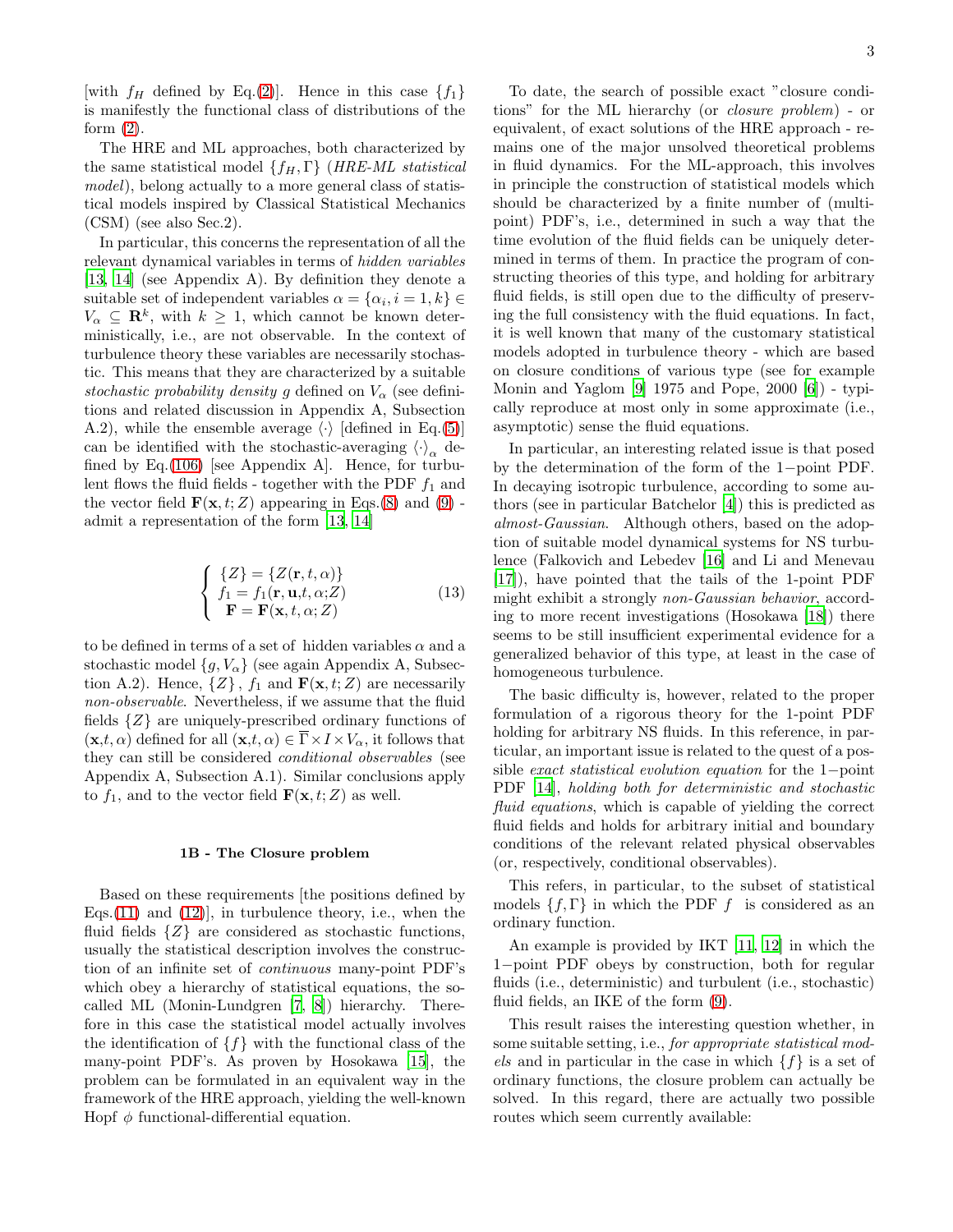[with $f_H$ defined by Eq.(2)]. Hence in this case $\{f_1\}$ is manifestly the functional class of distributions of the form (2).

The HRE and ML approaches, both characterized by the same statistical model $\{f_H, \Gamma\}$ (*HRE-ML statistical model*), belong actually to a more general class of statistical models inspired by Classical Statistical Mechanics (CSM) (see also Sec.2).

In particular, this concerns the representation of all the relevant dynamical variables in terms of *hidden variables* [13, 14] (see Appendix A). By definition they denote a suitable set of independent variables $\alpha = \{\alpha_i, i = 1, k\} \in V_\alpha \subseteq \mathbf{R}^k$, with $k \geq 1$, which cannot be known deterministically, i.e., are not observable. In the context of turbulence theory these variables are necessarily stochastic. This means that they are characterized by a suitable *stochastic probability density* $g$ defined on $V_\alpha$ (see definitions and related discussion in Appendix A, Subsection A.2), while the ensemble average $\langle \cdot \rangle$ [defined in Eq.(5)] can be identified with the stochastic-averaging $\langle \cdot \rangle_\alpha$ defined by Eq.(106) [see Appendix A]. Hence, for turbulent flows the fluid fields - together with the PDF $f_1$ and the vector field $\mathbf{F}(\mathbf{x}, t; Z)$ appearing in Eqs.(8) and (9) - admit a representation of the form [13, 14]

$$\left\{ \begin{array}{l} \{Z\} = \{Z(\mathbf{r}, t, \alpha)\} \\ f_1 = f_1(\mathbf{r}, \mathbf{u}, t, \alpha; Z) \\ \mathbf{F} = \mathbf{F}(\mathbf{x}, t, \alpha; Z) \end{array} \right. \tag{13}$$

to be defined in terms of a set of hidden variables $\alpha$ and a stochastic model $\{g, V_\alpha\}$ (see again Appendix A, Subsection A.2). Hence, $\{Z\}$, $f_1$ and $\mathbf{F}(\mathbf{x}, t; Z)$ are necessarily *non-observable*. Nevertheless, if we assume that the fluid fields $\{Z\}$ are uniquely-prescribed ordinary functions of $(\mathbf{x}, t, \alpha)$ defined for all $(\mathbf{x}, t, \alpha) \in \overline{\Gamma} \times I \times V_\alpha$, it follows that they can still be considered *conditional observables* (see Appendix A, Subsection A.1). Similar conclusions apply to $f_1$, and to the vector field $\mathbf{F}(\mathbf{x}, t; Z)$ as well.

### 1B - The Closure problem

Based on these requirements [the positions defined by Eqs.(11) and (12)], in turbulence theory, i.e., when the fluid fields $\{Z\}$ are considered as stochastic functions, usually the statistical description involves the construction of an infinite set of *continuous* many-point PDF's which obey a hierarchy of statistical equations, the so-called ML (Monin-Lundgren [7, 8]) hierarchy. Therefore in this case the statistical model actually involves the identification of $\{f\}$ with the functional class of the many-point PDF's. As proven by Hosokawa [15], the problem can be formulated in an equivalent way in the framework of the HRE approach, yielding the well-known Hopf $\phi$ functional-differential equation.

To date, the search of possible exact "closure conditions" for the ML hierarchy (or *closure problem*) - or equivalent, of exact solutions of the HRE approach - remains one of the major unsolved theoretical problems in fluid dynamics. For the ML-approach, this involves in principle the construction of statistical models which should be characterized by a finite number of (multi-point) PDF's, i.e., determined in such a way that the time evolution of the fluid fields can be uniquely determined in terms of them. In practice the program of constructing theories of this type, and holding for arbitrary fluid fields, is still open due to the difficulty of preserving the full consistency with the fluid equations. In fact, it is well known that many of the customary statistical models adopted in turbulence theory - which are based on closure conditions of various type (see for example Monin and Yaglom [9] 1975 and Pope, 2000 [6]) - typically reproduce at most only in some approximate (i.e., asymptotic) sense the fluid equations.

In particular, an interesting related issue is that posed by the determination of the form of the $1-$point PDF. In decaying isotropic turbulence, according to some authors (see in particular Batchelor [4]) this is predicted as *almost-Gaussian*. Although others, based on the adoption of suitable model dynamical systems for NS turbulence (Falkovich and Lebedev [16] and Li and Menevau [17]), have pointed that the tails of the 1-point PDF might exhibit a strongly *non-Gaussian behavior*, according to more recent investigations (Hosokawa [18]) there seems to be still insufficient experimental evidence for a generalized behavior of this type, at least in the case of homogeneous turbulence.

The basic difficulty is, however, related to the proper formulation of a rigorous theory for the 1-point PDF holding for arbitrary NS fluids. In this reference, in particular, an important issue is related to the quest of a possible *exact statistical evolution equation* for the $1-$point PDF [14], *holding both for deterministic and stochastic fluid equations*, which is capable of yielding the correct fluid fields and holds for arbitrary initial and boundary conditions of the relevant related physical observables (or, respectively, conditional observables).

This refers, in particular, to the subset of statistical models $\{f, \Gamma\}$ in which the PDF $f$ is considered as an ordinary function.

An example is provided by IKT [11, 12] in which the $1-$point PDF obeys by construction, both for regular fluids (i.e., deterministic) and turbulent (i.e., stochastic) fluid fields, an IKE of the form (9).

This result raises the interesting question whether, in some suitable setting, i.e., *for appropriate statistical models* and in particular in the case in which $\{f\}$ is a set of ordinary functions, the closure problem can actually be solved. In this regard, there are actually two possible routes which seem currently available: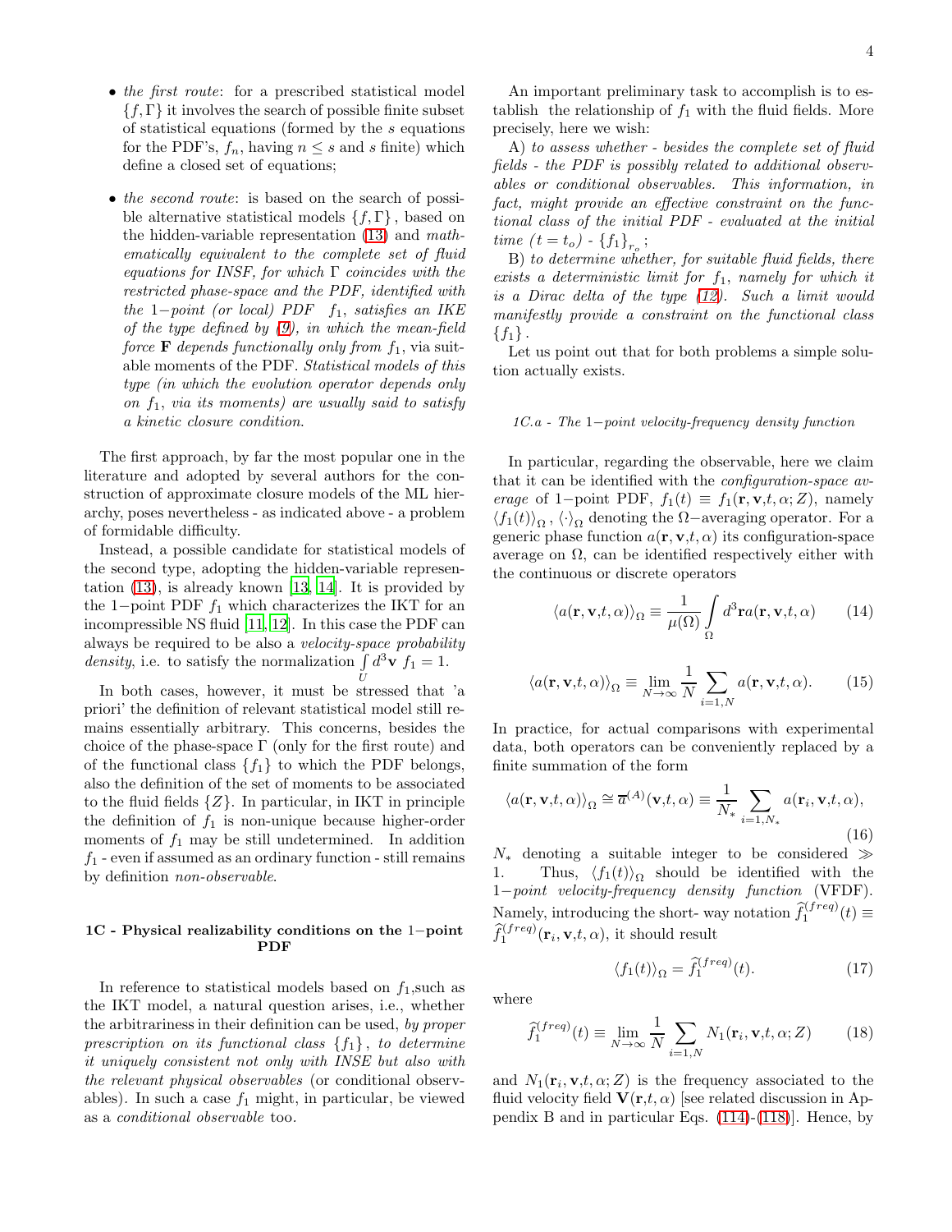- *the first route*: for a prescribed statistical model $\{f, \Gamma\}$ it involves the search of possible finite subset of statistical equations (formed by the $s$ equations for the PDF's, $f_n$, having $n \leq s$ and $s$ finite) which define a closed set of equations;

- *the second route*: is based on the search of possible alternative statistical models $\{f, \Gamma\}$, based on the hidden-variable representation (13) and *mathematically equivalent to the complete set of fluid equations for INSF, for which $\Gamma$ coincides with the restricted phase-space and the PDF, identified with the 1−point (or local) PDF $f_1$, satisfies an IKE of the type defined by (9), in which the mean-field force $\mathbf{F}$ depends functionally only from $f_1$*, via suitable moments of the PDF. *Statistical models of this type (in which the evolution operator depends only on $f_1$, via its moments) are usually said to satisfy a kinetic closure condition*.

The first approach, by far the most popular one in the literature and adopted by several authors for the construction of approximate closure models of the ML hierarchy, poses nevertheless - as indicated above - a problem of formidable difficulty.

Instead, a possible candidate for statistical models of the second type, adopting the hidden-variable representation (13), is already known [13, 14]. It is provided by the 1−point PDF $f_1$ which characterizes the IKT for an incompressible NS fluid [11, 12]. In this case the PDF can always be required to be also a *velocity-space probability density*, i.e. to satisfy the normalization $\int\limits_U d^3\mathbf{v}\ f_1 = 1$.

In both cases, however, it must be stressed that 'a priori' the definition of relevant statistical model still remains essentially arbitrary. This concerns, besides the choice of the phase-space $\Gamma$ (only for the first route) and of the functional class $\{f_1\}$ to which the PDF belongs, also the definition of the set of moments to be associated to the fluid fields $\{Z\}$. In particular, in IKT in principle the definition of $f_1$ is non-unique because higher-order moments of $f_1$ may be still undetermined. In addition $f_1$ - even if assumed as an ordinary function - still remains by definition *non-observable*.

### 1C - Physical realizability conditions on the 1−point PDF

In reference to statistical models based on $f_1$,such as the IKT model, a natural question arises, i.e., whether the arbitrariness in their definition can be used, *by proper prescription on its functional class $\{f_1\}$, to determine it uniquely consistent not only with INSE but also with the relevant physical observables* (or conditional observables). In such a case $f_1$ might, in particular, be viewed as a *conditional observable* too.

An important preliminary task to accomplish is to establish the relationship of $f_1$ with the fluid fields. More precisely, here we wish:

A) *to assess whether - besides the complete set of fluid fields - the PDF is possibly related to additional observables or conditional observables. This information, in fact, might provide an effective constraint on the functional class of the initial PDF - evaluated at the initial time $(t = t_o)$ - $\{f_1\}_{r_o}$*;

B) *to determine whether, for suitable fluid fields, there exists a deterministic limit for $f_1$, namely for which it is a Dirac delta of the type (12). Such a limit would manifestly provide a constraint on the functional class $\{f_1\}$*.

Let us point out that for both problems a simple solution actually exists.

#### 1C.a - The 1−point velocity-frequency density function

In particular, regarding the observable, here we claim that it can be identified with the *configuration-space average* of 1−point PDF, $f_1(t) \equiv f_1(\mathbf{r}, \mathbf{v}, t, \alpha; Z)$, namely $\langle f_1(t)\rangle_\Omega$, $\langle\cdot\rangle_\Omega$ denoting the $\Omega-$averaging operator. For a generic phase function $a(\mathbf{r}, \mathbf{v}, t, \alpha)$ its configuration-space average on $\Omega$, can be identified respectively either with the continuous or discrete operators

$$\langle a(\mathbf{r}, \mathbf{v}, t, \alpha)\rangle_\Omega \equiv \frac{1}{\mu(\Omega)} \int\limits_\Omega d^3\mathbf{r} a(\mathbf{r}, \mathbf{v}, t, \alpha) \qquad (14)$$

$$\langle a(\mathbf{r}, \mathbf{v}, t, \alpha)\rangle_\Omega \equiv \lim_{N\to\infty} \frac{1}{N} \sum_{i=1,N} a(\mathbf{r}, \mathbf{v}, t, \alpha). \qquad (15)$$

In practice, for actual comparisons with experimental data, both operators can be conveniently replaced by a finite summation of the form

$$\langle a(\mathbf{r}, \mathbf{v}, t, \alpha)\rangle_\Omega \cong \overline{a}^{(A)}(\mathbf{v}, t, \alpha) \equiv \frac{1}{N_*} \sum_{i=1,N_*} a(\mathbf{r}_i, \mathbf{v}, t, \alpha), \qquad (16)$$

$N_*$ denoting a suitable integer to be considered $\gg 1$. Thus, $\langle f_1(t)\rangle_\Omega$ should be identified with the *1−point velocity-frequency density function* (VFDF). Namely, introducing the short- way notation $\widehat{f}_1^{(freq)}(t) \equiv \widehat{f}_1^{(freq)}(\mathbf{r}_i, \mathbf{v}, t, \alpha)$, it should result

$$\langle f_1(t)\rangle_\Omega = \widehat{f}_1^{(freq)}(t). \qquad (17)$$

where

$$\widehat{f}_1^{(freq)}(t) \equiv \lim_{N\to\infty} \frac{1}{N} \sum_{i=1,N} N_1(\mathbf{r}_i, \mathbf{v}, t, \alpha; Z) \qquad (18)$$

and $N_1(\mathbf{r}_i, \mathbf{v}, t, \alpha; Z)$ is the frequency associated to the fluid velocity field $\mathbf{V}(\mathbf{r}, t, \alpha)$ [see related discussion in Appendix B and in particular Eqs. (114)-(118)]. Hence, by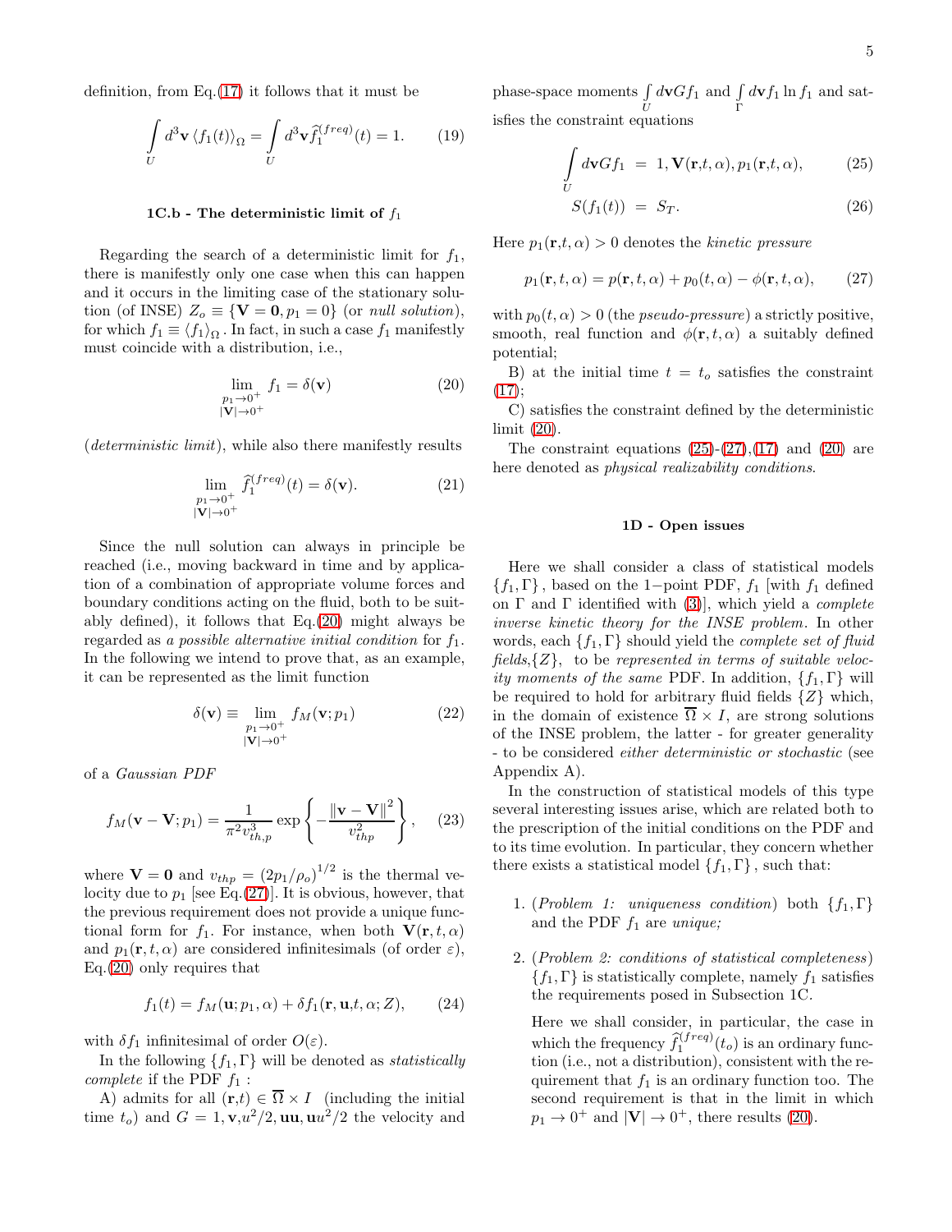definition, from Eq.(17) it follows that it must be

$$\int_U d^3\mathbf{v} \left\langle f_1(t) \right\rangle_\Omega = \int_U d^3\mathbf{v} \widehat{f}_1^{(freq)}(t) = 1. \tag{19}$$

### 1C.b - The deterministic limit of $f_1$

Regarding the search of a deterministic limit for $f_1$, there is manifestly only one case when this can happen and it occurs in the limiting case of the stationary solution (of INSE) $Z_o \equiv \{\mathbf{V}=\mathbf{0}, p_1=0\}$ (or *null solution*), for which $f_1 \equiv \left\langle f_1 \right\rangle_\Omega$. In fact, in such a case $f_1$ manifestly must coincide with a distribution, i.e.,

$$\lim_{\substack{p_1 \to 0^+ \\ |\mathbf{V}| \to 0^+}} f_1 = \delta(\mathbf{v}) \tag{20}$$

(*deterministic limit*), while also there manifestly results

$$\lim_{\substack{p_1 \to 0^+ \\ |\mathbf{V}| \to 0^+}} \widehat{f}_1^{(freq)}(t) = \delta(\mathbf{v}). \tag{21}$$

Since the null solution can always in principle be reached (i.e., moving backward in time and by application of a combination of appropriate volume forces and boundary conditions acting on the fluid, both to be suitably defined), it follows that Eq.(20) might always be regarded as *a possible alternative initial condition* for $f_1$. In the following we intend to prove that, as an example, it can be represented as the limit function

$$\delta(\mathbf{v}) \equiv \lim_{\substack{p_1 \to 0^+ \\ |\mathbf{V}| \to 0^+}} f_M(\mathbf{v}; p_1) \tag{22}$$

of a *Gaussian PDF*

$$f_M(\mathbf{v}-\mathbf{V}; p_1) = \frac{1}{\pi^2 v_{th,p}^3} \exp\left\{ -\frac{\left\| \mathbf{v}-\mathbf{V} \right\|^2}{v_{thp}^2} \right\}, \tag{23}$$

where $\mathbf{V}=\mathbf{0}$ and $v_{thp} = (2p_1/\rho_o)^{1/2}$ is the thermal velocity due to $p_1$ [see Eq.(27)]. It is obvious, however, that the previous requirement does not provide a unique functional form for $f_1$. For instance, when both $\mathbf{V}(\mathbf{r},t,\alpha)$ and $p_1(\mathbf{r},t,\alpha)$ are considered infinitesimals (of order $\varepsilon$), Eq.(20) only requires that

$$f_1(t) = f_M(\mathbf{u}; p_1, \alpha) + \delta f_1(\mathbf{r}, \mathbf{u}, t, \alpha; Z), \tag{24}$$

with $\delta f_1$ infinitesimal of order $O(\varepsilon)$.

In the following $\{f_1, \Gamma\}$ will be denoted as *statistically complete* if the PDF $f_1$ :

A) admits for all $(\mathbf{r},t) \in \overline{\Omega} \times I$ (including the initial time $t_o$) and $G = 1, \mathbf{v}, u^2/2, \mathbf{uu}, \mathbf{u}u^2/2$ the velocity and phase-space moments $\int_U d\mathbf{v} G f_1$ and $\int_\Gamma d\mathbf{v} f_1 \ln f_1$ and satisfies the constraint equations

$$\int_U d\mathbf{v} G f_1 = 1, \mathbf{V}(\mathbf{r},t,\alpha), p_1(\mathbf{r},t,\alpha), \tag{25}$$

$$S(f_1(t)) = S_T. \tag{26}$$

Here $p_1(\mathbf{r},t,\alpha) > 0$ denotes the *kinetic pressure*

$$p_1(\mathbf{r},t,\alpha) = p(\mathbf{r},t,\alpha) + p_0(t,\alpha) - \phi(\mathbf{r},t,\alpha), \tag{27}$$

with $p_0(t,\alpha) > 0$ (the *pseudo-pressure*) a strictly positive, smooth, real function and $\phi(\mathbf{r},t,\alpha)$ a suitably defined potential;

B) at the initial time $t = t_o$ satisfies the constraint (17);

C) satisfies the constraint defined by the deterministic limit (20).

The constraint equations (25)-(27),(17) and (20) are here denoted as *physical realizability conditions*.

### 1D - Open issues

Here we shall consider a class of statistical models $\{f_1, \Gamma\}$, based on the 1−point PDF, $f_1$ [with $f_1$ defined on $\Gamma$ and $\Gamma$ identified with (3)], which yield a *complete inverse kinetic theory for the INSE problem.* In other words, each $\{f_1, \Gamma\}$ should yield the *complete set of fluid fields*,$\{Z\}$, to be *represented in terms of suitable velocity moments of the same* PDF. In addition, $\{f_1, \Gamma\}$ will be required to hold for arbitrary fluid fields $\{Z\}$ which, in the domain of existence $\overline{\Omega} \times I$, are strong solutions of the INSE problem, the latter - for greater generality - to be considered *either deterministic or stochastic* (see Appendix A).

In the construction of statistical models of this type several interesting issues arise, which are related both to the prescription of the initial conditions on the PDF and to its time evolution. In particular, they concern whether there exists a statistical model $\{f_1, \Gamma\}$, such that:

1. (*Problem 1: uniqueness condition*) both $\{f_1, \Gamma\}$ and the PDF $f_1$ are *unique;*

2. (*Problem 2: conditions of statistical completeness*) $\{f_1, \Gamma\}$ is statistically complete, namely $f_1$ satisfies the requirements posed in Subsection 1C.

   Here we shall consider, in particular, the case in which the frequency $\widehat{f}_1^{(freq)}(t_o)$ is an ordinary function (i.e., not a distribution), consistent with the requirement that $f_1$ is an ordinary function too. The second requirement is that in the limit in which $p_1 \to 0^+$ and $|\mathbf{V}| \to 0^+$, there results (20).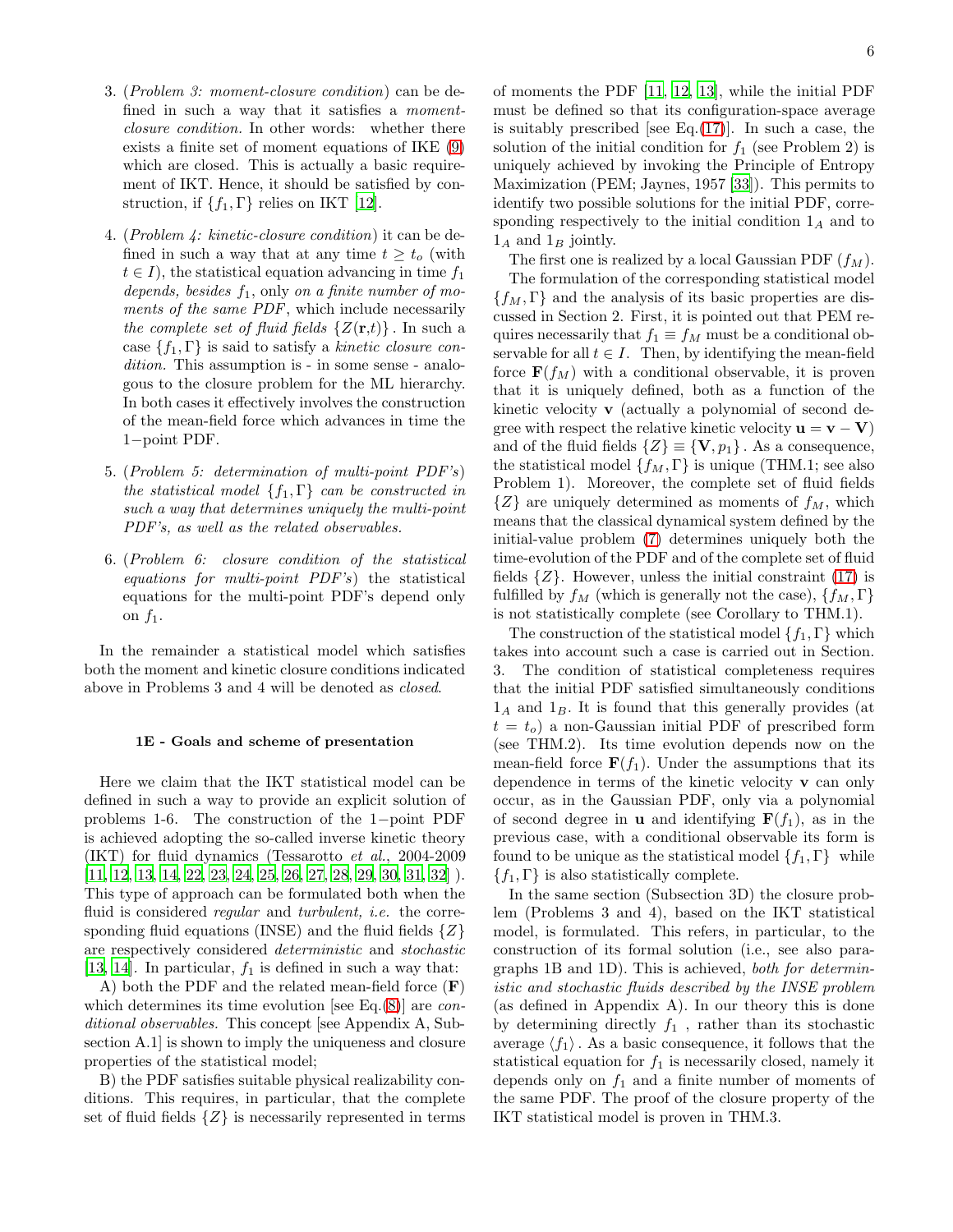3. (*Problem 3: moment-closure condition*) can be defined in such a way that it satisfies a *moment-closure condition.* In other words: whether there exists a finite set of moment equations of IKE (9) which are closed. This is actually a basic requirement of IKT. Hence, it should be satisfied by construction, if $\{f_1, \Gamma\}$ relies on IKT [12].

4. (*Problem 4: kinetic-closure condition*) it can be defined in such a way that at any time $t \geq t_o$ (with $t \in I$), the statistical equation advancing in time $f_1$ *depends, besides* $f_1$, only *on a finite number of moments of the same PDF*, which include necessarily *the complete set of fluid fields* $\{Z(\mathbf{r},t)\}$. In such a case $\{f_1, \Gamma\}$ is said to satisfy a *kinetic closure condition.* This assumption is - in some sense - analogous to the closure problem for the ML hierarchy. In both cases it effectively involves the construction of the mean-field force which advances in time the 1−point PDF.

5. (*Problem 5: determination of multi-point PDF's*) *the statistical model* $\{f_1, \Gamma\}$ *can be constructed in such a way that determines uniquely the multi-point PDF's, as well as the related observables.*

6. (*Problem 6: closure condition of the statistical equations for multi-point PDF's*) the statistical equations for the multi-point PDF's depend only on $f_1$.

In the remainder a statistical model which satisfies both the moment and kinetic closure conditions indicated above in Problems 3 and 4 will be denoted as *closed*.

### 1E - Goals and scheme of presentation

Here we claim that the IKT statistical model can be defined in such a way to provide an explicit solution of problems 1-6. The construction of the 1−point PDF is achieved adopting the so-called inverse kinetic theory (IKT) for fluid dynamics (Tessarotto *et al.*, 2004-2009 [11, 12, 13, 14, 22, 23, 24, 25, 26, 27, 28, 29, 30, 31, 32] ). This type of approach can be formulated both when the fluid is considered *regular* and *turbulent, i.e.* the corresponding fluid equations (INSE) and the fluid fields $\{Z\}$ are respectively considered *deterministic* and *stochastic* [13, 14]. In particular, $f_1$ is defined in such a way that:

A) both the PDF and the related mean-field force ($\mathbf{F}$) which determines its time evolution [see Eq.(8)] are *conditional observables.* This concept [see Appendix A, Subsection A.1] is shown to imply the uniqueness and closure properties of the statistical model;

B) the PDF satisfies suitable physical realizability conditions. This requires, in particular, that the complete set of fluid fields $\{Z\}$ is necessarily represented in terms of moments the PDF [11, 12, 13], while the initial PDF must be defined so that its configuration-space average is suitably prescribed [see Eq.(17)]. In such a case, the solution of the initial condition for $f_1$ (see Problem 2) is uniquely achieved by invoking the Principle of Entropy Maximization (PEM; Jaynes, 1957 [33]). This permits to identify two possible solutions for the initial PDF, corresponding respectively to the initial condition $1_A$ and to $1_A$ and $1_B$ jointly.

The first one is realized by a local Gaussian PDF ($f_M$). The formulation of the corresponding statistical model $\{f_M, \Gamma\}$ and the analysis of its basic properties are discussed in Section 2. First, it is pointed out that PEM requires necessarily that $f_1 \equiv f_M$ must be a conditional observable for all $t \in I$. Then, by identifying the mean-field force $\mathbf{F}(f_M)$ with a conditional observable, it is proven that it is uniquely defined, both as a function of the kinetic velocity $\mathbf{v}$ (actually a polynomial of second degree with respect the relative kinetic velocity $\mathbf{u} = \mathbf{v} - \mathbf{V}$) and of the fluid fields $\{Z\} \equiv \{\mathbf{V}, p_1\}$. As a consequence, the statistical model $\{f_M, \Gamma\}$ is unique (THM.1; see also Problem 1). Moreover, the complete set of fluid fields $\{Z\}$ are uniquely determined as moments of $f_M$, which means that the classical dynamical system defined by the initial-value problem (7) determines uniquely both the time-evolution of the PDF and of the complete set of fluid fields $\{Z\}$. However, unless the initial constraint (17) is fulfilled by $f_M$ (which is generally not the case), $\{f_M, \Gamma\}$ is not statistically complete (see Corollary to THM.1).

The construction of the statistical model $\{f_1, \Gamma\}$ which takes into account such a case is carried out in Section. 3. The condition of statistical completeness requires that the initial PDF satisfied simultaneously conditions $1_A$ and $1_B$. It is found that this generally provides (at $t = t_o$) a non-Gaussian initial PDF of prescribed form (see THM.2). Its time evolution depends now on the mean-field force $\mathbf{F}(f_1)$. Under the assumptions that its dependence in terms of the kinetic velocity $\mathbf{v}$ can only occur, as in the Gaussian PDF, only via a polynomial of second degree in $\mathbf{u}$ and identifying $\mathbf{F}(f_1)$, as in the previous case, with a conditional observable its form is found to be unique as the statistical model $\{f_1, \Gamma\}$ while $\{f_1, \Gamma\}$ is also statistically complete.

In the same section (Subsection 3D) the closure problem (Problems 3 and 4), based on the IKT statistical model, is formulated. This refers, in particular, to the construction of its formal solution (i.e., see also paragraphs 1B and 1D). This is achieved, *both for deterministic and stochastic fluids described by the INSE problem* (as defined in Appendix A). In our theory this is done by determining directly $f_1$ , rather than its stochastic average $\langle f_1 \rangle$. As a basic consequence, it follows that the statistical equation for $f_1$ is necessarily closed, namely it depends only on $f_1$ and a finite number of moments of the same PDF. The proof of the closure property of the IKT statistical model is proven in THM.3.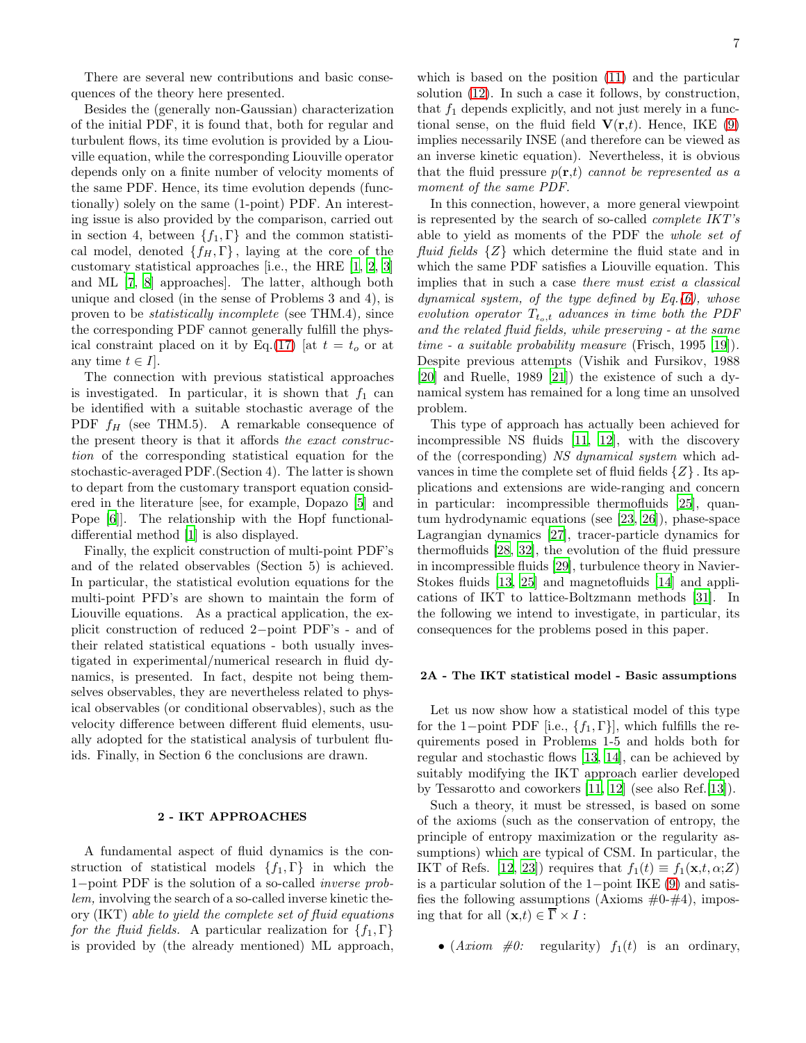There are several new contributions and basic consequences of the theory here presented.

Besides the (generally non-Gaussian) characterization of the initial PDF, it is found that, both for regular and turbulent flows, its time evolution is provided by a Liouville equation, while the corresponding Liouville operator depends only on a finite number of velocity moments of the same PDF. Hence, its time evolution depends (functionally) solely on the same (1-point) PDF. An interesting issue is also provided by the comparison, carried out in section 4, between $\{f_1, \Gamma\}$ and the common statistical model, denoted $\{f_H, \Gamma\}$, laying at the core of the customary statistical approaches [i.e., the HRE [1, 2, 3] and ML [7, 8] approaches]. The latter, although both unique and closed (in the sense of Problems 3 and 4), is proven to be *statistically incomplete* (see THM.4), since the corresponding PDF cannot generally fulfill the physical constraint placed on it by Eq.(17) [at $t = t_o$ or at any time $t \in I$].

The connection with previous statistical approaches is investigated. In particular, it is shown that $f_1$ can be identified with a suitable stochastic average of the PDF $f_H$ (see THM.5). A remarkable consequence of the present theory is that it affords *the exact construction* of the corresponding statistical equation for the stochastic-averaged PDF.(Section 4). The latter is shown to depart from the customary transport equation considered in the literature [see, for example, Dopazo [5] and Pope [6]]. The relationship with the Hopf functional-differential method [1] is also displayed.

Finally, the explicit construction of multi-point PDF's and of the related observables (Section 5) is achieved. In particular, the statistical evolution equations for the multi-point PFD's are shown to maintain the form of Liouville equations. As a practical application, the explicit construction of reduced 2−point PDF's - and of their related statistical equations - both usually investigated in experimental/numerical research in fluid dynamics, is presented. In fact, despite not being themselves observables, they are nevertheless related to physical observables (or conditional observables), such as the velocity difference between different fluid elements, usually adopted for the statistical analysis of turbulent fluids. Finally, in Section 6 the conclusions are drawn.

## 2 - IKT APPROACHES

A fundamental aspect of fluid dynamics is the construction of statistical models $\{f_1, \Gamma\}$ in which the 1−point PDF is the solution of a so-called *inverse problem,* involving the search of a so-called inverse kinetic theory (IKT) *able to yield the complete set of fluid equations for the fluid fields.* A particular realization for $\{f_1, \Gamma\}$ is provided by (the already mentioned) ML approach, which is based on the position (11) and the particular solution (12). In such a case it follows, by construction, that $f_1$ depends explicitly, and not just merely in a functional sense, on the fluid field $\mathbf{V}(\mathbf{r},t)$. Hence, IKE (9) implies necessarily INSE (and therefore can be viewed as an inverse kinetic equation). Nevertheless, it is obvious that the fluid pressure $p(\mathbf{r},t)$ *cannot be represented as a moment of the same PDF.*

In this connection, however, a more general viewpoint is represented by the search of so-called *complete IKT's* able to yield as moments of the PDF the *whole set of fluid fields* $\{Z\}$ which determine the fluid state and in which the same PDF satisfies a Liouville equation. This implies that in such a case *there must exist a classical dynamical system, of the type defined by Eq.(6), whose evolution operator $T_{t_o,t}$ advances in time both the PDF and the related fluid fields, while preserving - at the same time - a suitable probability measure* (Frisch, 1995 [19]). Despite previous attempts (Vishik and Fursikov, 1988 [20] and Ruelle, 1989 [21]) the existence of such a dynamical system has remained for a long time an unsolved problem.

This type of approach has actually been achieved for incompressible NS fluids [11, 12], with the discovery of the (corresponding) *NS dynamical system* which advances in time the complete set of fluid fields $\{Z\}$ . Its applications and extensions are wide-ranging and concern in particular: incompressible thermofluids [25], quantum hydrodynamic equations (see [23, 26]), phase-space Lagrangian dynamics [27], tracer-particle dynamics for thermofluids [28, 32], the evolution of the fluid pressure in incompressible fluids [29], turbulence theory in Navier-Stokes fluids [13, 25] and magnetofluids [14] and applications of IKT to lattice-Boltzmann methods [31]. In the following we intend to investigate, in particular, its consequences for the problems posed in this paper.

### 2A - The IKT statistical model - Basic assumptions

Let us now show how a statistical model of this type for the 1−point PDF [i.e., $\{f_1, \Gamma\}$], which fulfills the requirements posed in Problems 1-5 and holds both for regular and stochastic flows [13, 14], can be achieved by suitably modifying the IKT approach earlier developed by Tessarotto and coworkers [11, 12] (see also Ref.[13]).

Such a theory, it must be stressed, is based on some of the axioms (such as the conservation of entropy, the principle of entropy maximization or the regularity assumptions) which are typical of CSM. In particular, the IKT of Refs. [12, 23]) requires that $f_1(t) \equiv f_1(\mathbf{x},t,\alpha;Z)$ is a particular solution of the 1−point IKE (9) and satisfies the following assumptions (Axioms #0-#4), imposing that for all $(\mathbf{x},t) \in \overline{\Gamma} \times I$ :

- (*Axiom #0:* regularity) $f_1(t)$ is an ordinary,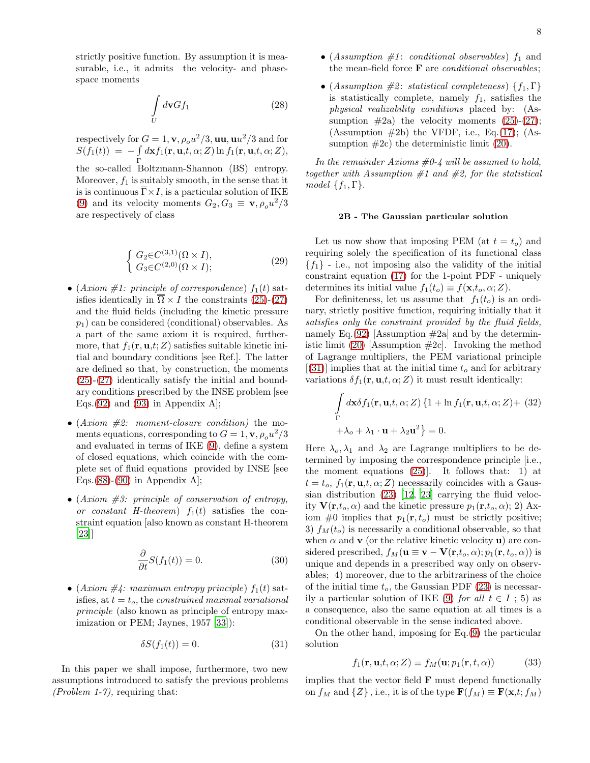strictly positive function. By assumption it is measurable, i.e., it admits the velocity- and phase-space moments

$$\int_U d\mathbf{v} G f_1 \tag{28}$$

respectively for $G = 1, \mathbf{v}, \rho_o u^2/3, \mathbf{uu}, \mathbf{u}u^2/3$ and for $S(f_1(t)) = -\int_\Gamma d\mathbf{x} f_1(\mathbf{r}, \mathbf{u}, t, \alpha; Z) \ln f_1(\mathbf{r}, \mathbf{u}, t, \alpha; Z)$, the so-called Boltzmann-Shannon (BS) entropy. Moreover, $f_1$ is suitably smooth, in the sense that it is is continuous $\overline{\Gamma} \times I$, is a particular solution of IKE (9) and its velocity moments $G_2, G_3 \equiv \mathbf{v}, \rho_o u^2/3$ are respectively of class

$$\left\{ \begin{array}{l} G_2 \in C^{(3,1)}(\Omega \times I), \\ G_3 \in C^{(2,0)}(\Omega \times I); \end{array} \right. \tag{29}$$

- (*Axiom #1: principle of correspondence*) $f_1(t)$ satisfies identically in $\overline{\Omega} \times I$ the constraints (25)-(27) and the fluid fields (including the kinetic pressure $p_1$) can be considered (conditional) observables. As a part of the same axiom it is required, furthermore, that $f_1(\mathbf{r}, \mathbf{u}, t; Z)$ satisfies suitable kinetic initial and boundary conditions [see Ref.]. The latter are defined so that, by construction, the moments (25)-(27) identically satisfy the initial and boundary conditions prescribed by the INSE problem [see Eqs.(92) and (93) in Appendix A];
- (*Axiom #2: moment-closure condition)* the moments equations, corresponding to $G = 1, \mathbf{v}, \rho_o u^2/3$ and evaluated in terms of IKE (9), define a system of closed equations, which coincide with the complete set of fluid equations provided by INSE [see Eqs.(88)-(90) in Appendix A];
- (*Axiom #3: principle of conservation of entropy, or constant H-theorem*) $f_1(t)$ satisfies the constraint equation [also known as constant H-theorem [23]]

$$\frac{\partial}{\partial t} S(f_1(t)) = 0. \tag{30}$$

- (*Axiom #4: maximum entropy principle*) $f_1(t)$ satisfies, at $t = t_o$, the *constrained maximal variational principle* (also known as principle of entropy maximization or PEM; Jaynes, 1957 [33]):

$$\delta S(f_1(t)) = 0. \tag{31}$$

In this paper we shall impose, furthermore, two new assumptions introduced to satisfy the previous problems *(Problem 1-7),* requiring that:

- (*Assumption #1*: *conditional observables*) $f_1$ and the mean-field force $\mathbf{F}$ are *conditional observables*;
- (*Assumption #2*: *statistical completeness*) $\{f_1, \Gamma\}$ is statistically complete, namely $f_1$, satisfies the *physical realizability conditions* placed by: (Assumption #2a) the velocity moments (25)-(27); (Assumption #2b) the VFDF, i.e., Eq.(17); (Assumption #2c) the deterministic limit (20).

*In the remainder Axioms #0-4 will be assumed to hold, together with Assumption #1 and #2, for the statistical model* $\{f_1, \Gamma\}$.

## 2B - The Gaussian particular solution

Let us now show that imposing PEM (at $t = t_o$) and requiring solely the specification of its functional class $\{f_1\}$ - i.e., not imposing also the validity of the initial constraint equation (17) for the 1-point PDF - uniquely determines its initial value $f_1(t_o) \equiv f(\mathbf{x}, t_o, \alpha; Z)$.

For definiteness, let us assume that $f_1(t_o)$ is an ordinary, strictly positive function, requiring initially that it *satisfies only the constraint provided by the fluid fields,* namely Eq.(92) [Assumption #2a] and by the deterministic limit (20) [Assumption #2c]. Invoking the method of Lagrange multipliers, the PEM variational principle [(31)] implies that at the initial time $t_o$ and for arbitrary variations $\delta f_1(\mathbf{r}, \mathbf{u}, t, \alpha; Z)$ it must result identically:

$$\int_\Gamma d\mathbf{x} \delta f_1(\mathbf{r}, \mathbf{u}, t, \alpha; Z) \left\{ 1 + \ln f_1(\mathbf{r}, \mathbf{u}, t, \alpha; Z) + \right. \tag{32}$$
$$\left. + \lambda_o + \lambda_1 \cdot \mathbf{u} + \lambda_2 \mathbf{u}^2 \right\} = 0.$$

Here $\lambda_o, \lambda_1$ and $\lambda_2$ are Lagrange multipliers to be determined by imposing the correspondence principle [i.e., the moment equations (25)]. It follows that: 1) at $t = t_o$, $f_1(\mathbf{r}, \mathbf{u}, t, \alpha; Z)$ necessarily coincides with a Gaussian distribution (23) [12, 23] carrying the fluid velocity $\mathbf{V}(\mathbf{r}, t_o, \alpha)$ and the kinetic pressure $p_1(\mathbf{r}, t_o, \alpha)$; 2) Axiom #0 implies that $p_1(\mathbf{r}, t_o)$ must be strictly positive; 3) $f_M(t_o)$ is necessarily a conditional observable, so that when $\alpha$ and $\mathbf{v}$ (or the relative kinetic velocity $\mathbf{u}$) are considered prescribed, $f_M(\mathbf{u} \equiv \mathbf{v} - \mathbf{V}(\mathbf{r}, t_o, \alpha); p_1(\mathbf{r}, t_o, \alpha))$ is unique and depends in a prescribed way only on observables; 4) moreover, due to the arbitrariness of the choice of the initial time $t_o$, the Gaussian PDF (23) is necessarily a particular solution of IKE (9) *for all* $t \in I$ ; 5) as a consequence, also the same equation at all times is a conditional observable in the sense indicated above.

On the other hand, imposing for Eq.(9) the particular solution

$$f_1(\mathbf{r}, \mathbf{u}, t, \alpha; Z) \equiv f_M(\mathbf{u}; p_1(\mathbf{r}, t, \alpha)) \tag{33}$$

implies that the vector field $\mathbf{F}$ must depend functionally on $f_M$ and $\{Z\}$ , i.e., it is of the type $\mathbf{F}(f_M) \equiv \mathbf{F}(\mathbf{x}, t; f_M)$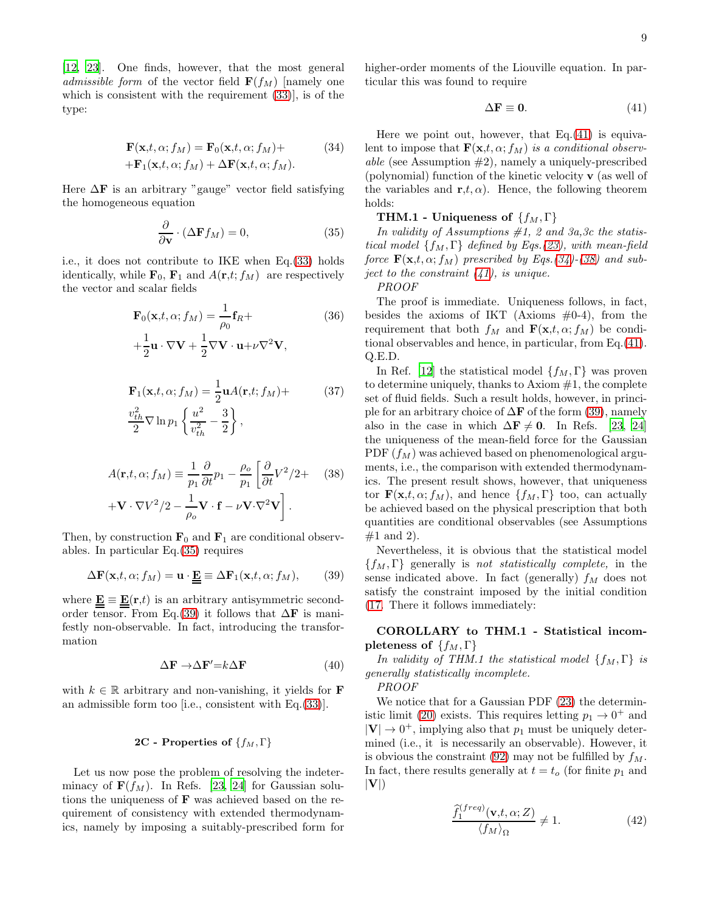[12, 23]. One finds, however, that the most general *admissible form* of the vector field $\mathbf{F}(f_M)$ [namely one which is consistent with the requirement (33)], is of the type:

$$\mathbf{F}(\mathbf{x},t,\alpha;f_M)=\mathbf{F}_0(\mathbf{x},t,\alpha;f_M)+ \tag{34}$$
$$+\mathbf{F}_1(\mathbf{x},t,\alpha;f_M)+\Delta\mathbf{F}(\mathbf{x},t,\alpha;f_M).$$

Here $\Delta\mathbf{F}$ is an arbitrary "gauge" vector field satisfying the homogeneous equation

$$\frac{\partial}{\partial\mathbf{v}}\cdot(\Delta\mathbf{F}f_M)=0, \tag{35}$$

i.e., it does not contribute to IKE when Eq.(33) holds identically, while $\mathbf{F}_0$, $\mathbf{F}_1$ and $A(\mathbf{r},t;f_M)$ are respectively the vector and scalar fields

$$\mathbf{F}_0(\mathbf{x},t,\alpha;f_M)=\frac{1}{\rho_0}\mathbf{f}_R+ \tag{36}$$
$$+\frac{1}{2}\mathbf{u}\cdot\nabla\mathbf{V}+\frac{1}{2}\nabla\mathbf{V}\cdot\mathbf{u}+\nu\nabla^2\mathbf{V},$$

$$\mathbf{F}_1(\mathbf{x},t,\alpha;f_M)=\frac{1}{2}\mathbf{u}A(\mathbf{r},t;f_M)+ \tag{37}$$
$$\frac{v_{th}^2}{2}\nabla\ln p_1\left\{\frac{u^2}{v_{th}^2}-\frac{3}{2}\right\},$$

$$A(\mathbf{r},t,\alpha;f_M)\equiv\frac{1}{p_1}\frac{\partial}{\partial t}p_1-\frac{\rho_o}{p_1}\left[\frac{\partial}{\partial t}V^2/2+\right. \tag{38}$$
$$\left.+\mathbf{V}\cdot\nabla V^2/2-\frac{1}{\rho_o}\mathbf{V}\cdot\mathbf{f}-\nu\mathbf{V}\cdot\nabla^2\mathbf{V}\right].$$

Then, by construction $\mathbf{F}_0$ and $\mathbf{F}_1$ are conditional observables. In particular Eq.(35) requires

$$\Delta\mathbf{F}(\mathbf{x},t,\alpha;f_M)=\mathbf{u}\cdot\underline{\underline{\mathbf{E}}}\equiv\Delta\mathbf{F}_1(\mathbf{x},t,\alpha;f_M), \tag{39}$$

where $\underline{\underline{\mathbf{E}}}\equiv\underline{\underline{\mathbf{E}}}(\mathbf{r},t)$ is an arbitrary antisymmetric second-order tensor. From Eq.(39) it follows that $\Delta\mathbf{F}$ is manifestly non-observable. In fact, introducing the transformation

$$\Delta\mathbf{F}\rightarrow\Delta\mathbf{F}'=k\Delta\mathbf{F} \tag{40}$$

with $k\in\mathbb{R}$ arbitrary and non-vanishing, it yields for $\mathbf{F}$ an admissible form too [i.e., consistent with Eq.(33)].

## 2C - Properties of $\{f_M,\Gamma\}$

Let us now pose the problem of resolving the indeterminacy of $\mathbf{F}(f_M)$. In Refs. [23, 24] for Gaussian solutions the uniqueness of $\mathbf{F}$ was achieved based on the requirement of consistency with extended thermodynamics, namely by imposing a suitably-prescribed form for higher-order moments of the Liouville equation. In particular this was found to require

$$\Delta\mathbf{F}\equiv\mathbf{0}. \tag{41}$$

Here we point out, however, that Eq.(41) is equivalent to impose that $\mathbf{F}(\mathbf{x},t,\alpha;f_M)$ *is a conditional observable* (see Assumption #2), namely a uniquely-prescribed (polynomial) function of the kinetic velocity $\mathbf{v}$ (as well of the variables and $\mathbf{r}$,$t$,$\alpha$). Hence, the following theorem holds:

**THM.1 - Uniqueness of $\{f_M,\Gamma\}$**

*In validity of Assumptions #1, 2 and 3a,3c the statistical model $\{f_M,\Gamma\}$ defined by Eqs.(23), with mean-field force $\mathbf{F}(\mathbf{x},t,\alpha;f_M)$ prescribed by Eqs.(34)-(38) and subject to the constraint (41), is unique.*

*PROOF*

The proof is immediate. Uniqueness follows, in fact, besides the axioms of IKT (Axioms #0-4), from the requirement that both $f_M$ and $\mathbf{F}(\mathbf{x},t,\alpha;f_M)$ be conditional observables and hence, in particular, from Eq.(41). Q.E.D.

In Ref. [12] the statistical model $\{f_M,\Gamma\}$ was proven to determine uniquely, thanks to Axiom #1, the complete set of fluid fields. Such a result holds, however, in principle for an arbitrary choice of $\Delta\mathbf{F}$ of the form (39), namely also in the case in which $\Delta\mathbf{F}\neq\mathbf{0}$. In Refs. [23, 24] the uniqueness of the mean-field force for the Gaussian PDF ($f_M$) was achieved based on phenomenological arguments, i.e., the comparison with extended thermodynamics. The present result shows, however, that uniqueness tor $\mathbf{F}(\mathbf{x},t,\alpha;f_M)$, and hence $\{f_M,\Gamma\}$ too, can actually be achieved based on the physical prescription that both quantities are conditional observables (see Assumptions #1 and 2).

Nevertheless, it is obvious that the statistical model $\{f_M,\Gamma\}$ generally is *not statistically complete,* in the sense indicated above. In fact (generally) $f_M$ does not satisfy the constraint imposed by the initial condition (17. There it follows immediately:

**COROLLARY to THM.1 - Statistical incompleteness of $\{f_M,\Gamma\}$**

*In validity of THM.1 the statistical model $\{f_M,\Gamma\}$ is generally statistically incomplete.*

*PROOF*

We notice that for a Gaussian PDF (23) the deterministic limit (20) exists. This requires letting $p_1\rightarrow0^+$ and $|\mathbf{V}|\rightarrow0^+$, implying also that $p_1$ must be uniquely determined (i.e., it is necessarily an observable). However, it is obvious the constraint (92) may not be fulfilled by $f_M$. In fact, there results generally at $t=t_o$ (for finite $p_1$ and $|\mathbf{V}|$)

$$\frac{\widehat{f}_1^{(freq)}(\mathbf{v},t,\alpha;Z)}{\langle f_M\rangle_\Omega}\neq1. \tag{42}$$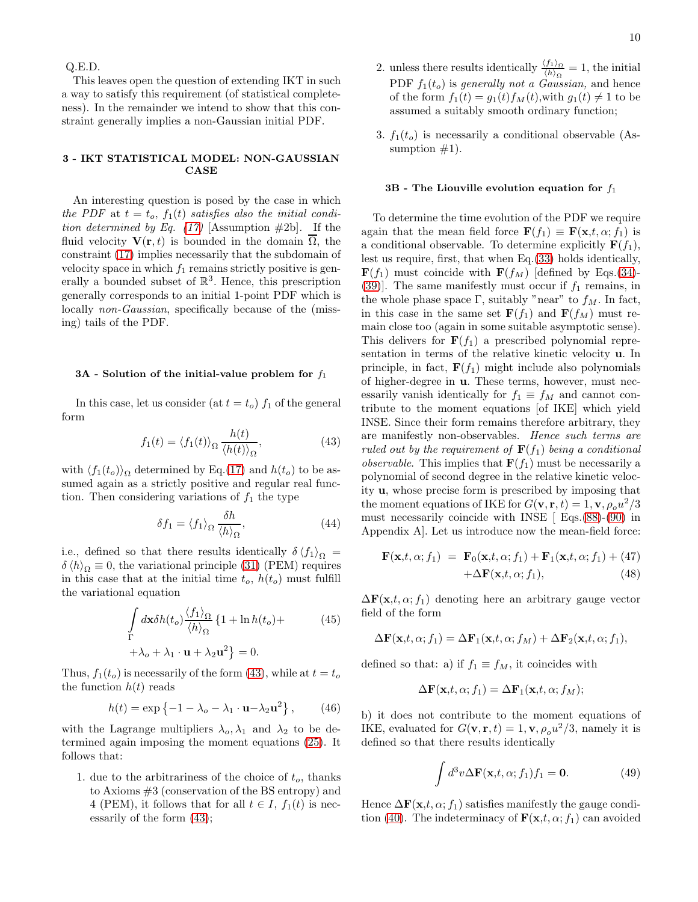Q.E.D.

This leaves open the question of extending IKT in such a way to satisfy this requirement (of statistical completeness). In the remainder we intend to show that this constraint generally implies a non-Gaussian initial PDF.

## 3 - IKT STATISTICAL MODEL: NON-GAUSSIAN CASE

An interesting question is posed by the case in which *the PDF* at $t = t_o$, $f_1(t)$ *satisfies also the initial condition determined by Eq. (17)* [Assumption #2b]. If the fluid velocity $\mathbf{V}(\mathbf{r},t)$ is bounded in the domain $\overline{\Omega}$, the constraint (17) implies necessarily that the subdomain of velocity space in which $f_1$ remains strictly positive is generally a bounded subset of $\mathbb{R}^3$. Hence, this prescription generally corresponds to an initial 1-point PDF which is locally *non-Gaussian*, specifically because of the (missing) tails of the PDF.

### 3A - Solution of the initial-value problem for $f_1$

In this case, let us consider (at $t = t_o$) $f_1$ of the general form

$$f_1(t) = \langle f_1(t) \rangle_\Omega \frac{h(t)}{\langle h(t) \rangle_\Omega}, \tag{43}$$

with $\langle f_1(t_o) \rangle_\Omega$ determined by Eq.(17) and $h(t_o)$ to be assumed again as a strictly positive and regular real function. Then considering variations of $f_1$ the type

$$\delta f_1 = \langle f_1 \rangle_\Omega \frac{\delta h}{\langle h \rangle_\Omega}, \tag{44}$$

i.e., defined so that there results identically $\delta \langle f_1 \rangle_\Omega = \delta \langle h \rangle_\Omega \equiv 0$, the variational principle (31) (PEM) requires in this case that at the initial time $t_o$, $h(t_o)$ must fulfill the variational equation

$$\int\limits_\Gamma d\mathbf{x} \delta h(t_o) \frac{\langle f_1 \rangle_\Omega}{\langle h \rangle_\Omega} \{1 + \ln h(t_o) + \tag{45}$$
$$+ \lambda_o + \lambda_1 \cdot \mathbf{u} + \lambda_2 \mathbf{u}^2\} = 0.$$

Thus, $f_1(t_o)$ is necessarily of the form (43), while at $t = t_o$ the function $h(t)$ reads

$$h(t) = \exp\left\{-1 - \lambda_o - \lambda_1 \cdot \mathbf{u} - \lambda_2 \mathbf{u}^2\right\}, \tag{46}$$

with the Lagrange multipliers $\lambda_o, \lambda_1$ and $\lambda_2$ to be determined again imposing the moment equations (25). It follows that:

1. due to the arbitrariness of the choice of $t_o$, thanks to Axioms #3 (conservation of the BS entropy) and 4 (PEM), it follows that for all $t \in I$, $f_1(t)$ is necessarily of the form (43);
2. unless there results identically $\frac{\langle f_1 \rangle_\Omega}{\langle h \rangle_\Omega} = 1$, the initial PDF $f_1(t_o)$ is *generally not a Gaussian,* and hence of the form $f_1(t) = g_1(t) f_M(t)$, with $g_1(t) \neq 1$ to be assumed a suitably smooth ordinary function;
3. $f_1(t_o)$ is necessarily a conditional observable (Assumption #1).

### 3B - The Liouville evolution equation for $f_1$

To determine the time evolution of the PDF we require again that the mean field force $\mathbf{F}(f_1) \equiv \mathbf{F}(\mathbf{x},t,\alpha;f_1)$ is a conditional observable. To determine explicitly $\mathbf{F}(f_1)$, lest us require, first, that when Eq.(33) holds identically, $\mathbf{F}(f_1)$ must coincide with $\mathbf{F}(f_M)$ [defined by Eqs.(34)-(39)]. The same manifestly must occur if $f_1$ remains, in the whole phase space $\Gamma$, suitably "near" to $f_M$. In fact, in this case in the same set $\mathbf{F}(f_1)$ and $\mathbf{F}(f_M)$ must remain close too (again in some suitable asymptotic sense). This delivers for $\mathbf{F}(f_1)$ a prescribed polynomial representation in terms of the relative kinetic velocity $\mathbf{u}$. In principle, in fact, $\mathbf{F}(f_1)$ might include also polynomials of higher-degree in $\mathbf{u}$. These terms, however, must necessarily vanish identically for $f_1 \equiv f_M$ and cannot contribute to the moment equations [of IKE] which yield INSE. Since their form remains therefore arbitrary, they are manifestly non-observables. *Hence such terms are ruled out by the requirement of* $\mathbf{F}(f_1)$ *being a conditional observable.* This implies that $\mathbf{F}(f_1)$ must be necessarily a polynomial of second degree in the relative kinetic velocity $\mathbf{u}$, whose precise form is prescribed by imposing that the moment equations of IKE for $G(\mathbf{v},\mathbf{r},t) = 1, \mathbf{v}, \rho_o u^2/3$ must necessarily coincide with INSE [ Eqs.(88)-(90) in Appendix A]. Let us introduce now the mean-field force:

$$\mathbf{F}(\mathbf{x},t,\alpha;f_1) = \mathbf{F}_0(\mathbf{x},t,\alpha;f_1) + \mathbf{F}_1(\mathbf{x},t,\alpha;f_1) + \tag{47}$$
$$+\Delta\mathbf{F}(\mathbf{x},t,\alpha;f_1), \tag{48}$$

$\Delta\mathbf{F}(\mathbf{x},t,\alpha;f_1)$ denoting here an arbitrary gauge vector field of the form

$$\Delta\mathbf{F}(\mathbf{x},t,\alpha;f_1) = \Delta\mathbf{F}_1(\mathbf{x},t,\alpha;f_M) + \Delta\mathbf{F}_2(\mathbf{x},t,\alpha;f_1),$$

defined so that: a) if $f_1 \equiv f_M$, it coincides with

$$\Delta\mathbf{F}(\mathbf{x},t,\alpha;f_1) = \Delta\mathbf{F}_1(\mathbf{x},t,\alpha;f_M);$$

b) it does not contribute to the moment equations of IKE, evaluated for $G(\mathbf{v},\mathbf{r},t) = 1, \mathbf{v}, \rho_o u^2/3$, namely it is defined so that there results identically

$$\int d^3v \Delta\mathbf{F}(\mathbf{x},t,\alpha;f_1) f_1 = \mathbf{0}. \tag{49}$$

Hence $\Delta\mathbf{F}(\mathbf{x},t,\alpha;f_1)$ satisfies manifestly the gauge condition (40). The indeterminacy of $\mathbf{F}(\mathbf{x},t,\alpha;f_1)$ can avoided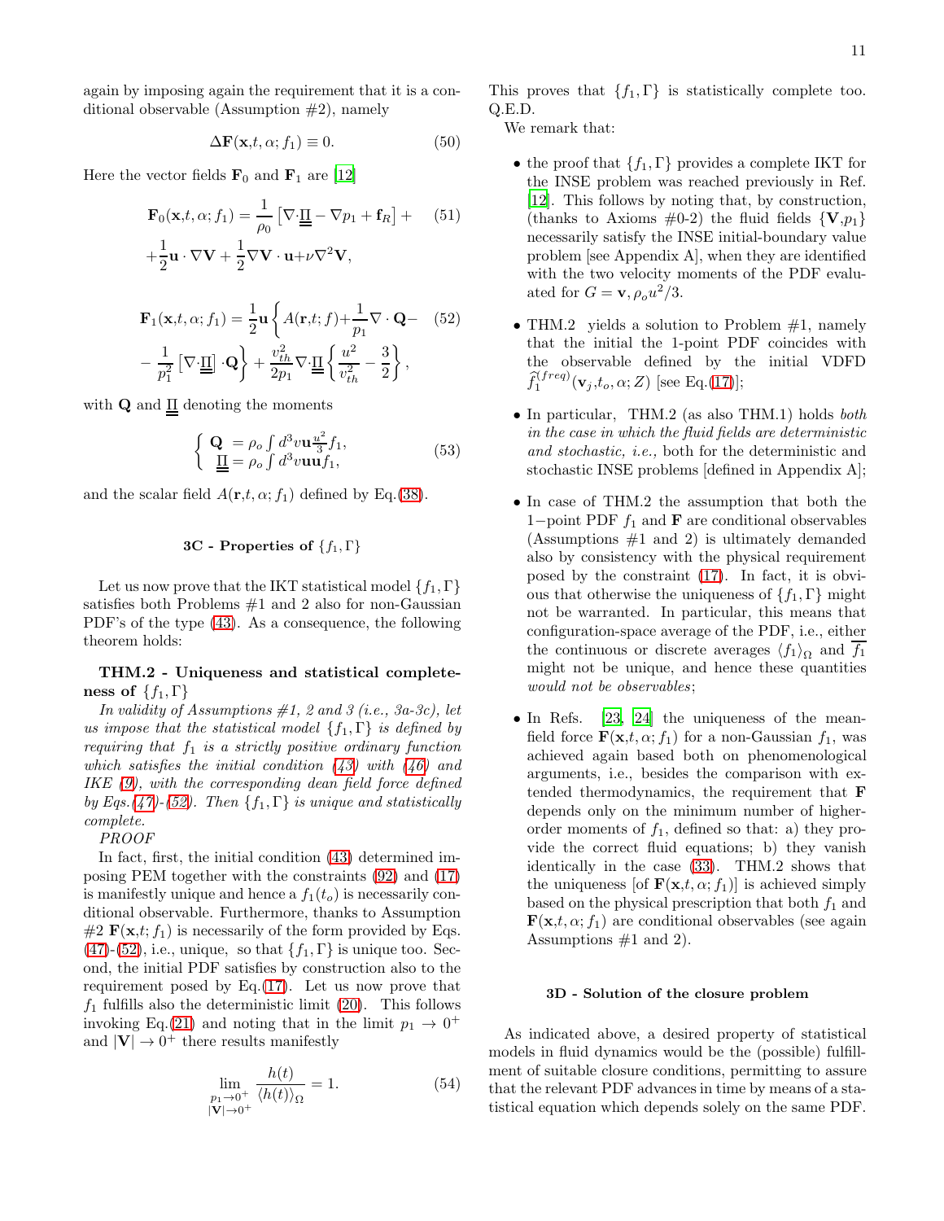again by imposing again the requirement that it is a conditional observable (Assumption #2), namely

$$\Delta \mathbf{F}(\mathbf{x},t,\alpha;f_1) \equiv 0. \tag{50}$$

Here the vector fields $\mathbf{F}_0$ and $\mathbf{F}_1$ are [12]

$$\begin{aligned}\mathbf{F}_0(\mathbf{x},t,\alpha;f_1) &= \frac{1}{\rho_0}\left[\nabla\cdot\underline{\underline{\Pi}} - \nabla p_1 + \mathbf{f}_R\right] + \\ &+\frac{1}{2}\mathbf{u}\cdot\nabla\mathbf{V} + \frac{1}{2}\nabla\mathbf{V}\cdot\mathbf{u}+\nu\nabla^2\mathbf{V},\end{aligned} \tag{51}$$

$$\begin{aligned}\mathbf{F}_1(\mathbf{x},t,\alpha;f_1) &= \frac{1}{2}\mathbf{u}\left\{A(\mathbf{r},t;f)+\frac{1}{p_1}\nabla\cdot\mathbf{Q}-\right. \\ &\left.-\frac{1}{p_1^2}\left[\nabla\cdot\underline{\underline{\Pi}}\right]\cdot\mathbf{Q}\right\} + \frac{v_{th}^2}{2p_1}\nabla\cdot\underline{\underline{\Pi}}\left\{\frac{u^2}{v_{th}^2}-\frac{3}{2}\right\},\end{aligned} \tag{52}$$

with $\mathbf{Q}$ and $\underline{\underline{\Pi}}$ denoting the moments

$$\left\{\begin{array}{l}\mathbf{Q} = \rho_o\int d^3v\mathbf{u}\frac{u^2}{3}f_1, \\ \underline{\underline{\Pi}} = \rho_o\int d^3v\mathbf{u}\mathbf{u}f_1,\end{array}\right. \tag{53}$$

and the scalar field $A(\mathbf{r},t,\alpha;f_1)$ defined by Eq.(38).

### 3C - Properties of $\{f_1,\Gamma\}$

Let us now prove that the IKT statistical model $\{f_1,\Gamma\}$ satisfies both Problems #1 and 2 also for non-Gaussian PDF's of the type (43). As a consequence, the following theorem holds:

**THM.2 - Uniqueness and statistical completeness of $\{f_1,\Gamma\}$**

*In validity of Assumptions #1, 2 and 3 (i.e., 3a-3c), let us impose that the statistical model $\{f_1,\Gamma\}$ is defined by requiring that $f_1$ is a strictly positive ordinary function which satisfies the initial condition (43) with (46) and IKE (9), with the corresponding dean field force defined by Eqs.(47)-(52). Then $\{f_1,\Gamma\}$ is unique and statistically complete.*

*PROOF*

In fact, first, the initial condition (43) determined imposing PEM together with the constraints (92) and (17) is manifestly unique and hence a $f_1(t_o)$ is necessarily conditional observable. Furthermore, thanks to Assumption #2 $\mathbf{F}(\mathbf{x},t;f_1)$ is necessarily of the form provided by Eqs. (47)-(52), i.e., unique, so that $\{f_1,\Gamma\}$ is unique too. Second, the initial PDF satisfies by construction also to the requirement posed by Eq.(17). Let us now prove that $f_1$ fulfills also the deterministic limit (20). This follows invoking Eq.(21) and noting that in the limit $p_1\rightarrow 0^+$ and $|\mathbf{V}|\rightarrow 0^+$ there results manifestly

$$\lim_{\substack{p_1\rightarrow 0^+ \\ |\mathbf{V}|\rightarrow 0^+}}\frac{h(t)}{\langle h(t)\rangle_\Omega} = 1. \tag{54}$$

This proves that $\{f_1,\Gamma\}$ is statistically complete too. Q.E.D.

We remark that:

- the proof that $\{f_1,\Gamma\}$ provides a complete IKT for the INSE problem was reached previously in Ref. [12]. This follows by noting that, by construction, (thanks to Axioms #0-2) the fluid fields $\{\mathbf{V},p_1\}$ necessarily satisfy the INSE initial-boundary value problem [see Appendix A], when they are identified with the two velocity moments of the PDF evaluated for $G=\mathbf{v},\rho_o u^2/3$.
- THM.2 yields a solution to Problem #1, namely that the initial the 1-point PDF coincides with the observable defined by the initial VDFD $\widehat{f}_1^{(freq)}(\mathbf{v}_j,t_o,\alpha;Z)$ [see Eq.(17)];
- In particular, THM.2 (as also THM.1) holds *both in the case in which the fluid fields are deterministic and stochastic, i.e.,* both for the deterministic and stochastic INSE problems [defined in Appendix A];
- In case of THM.2 the assumption that both the $1-$point PDF $f_1$ and $\mathbf{F}$ are conditional observables (Assumptions #1 and 2) is ultimately demanded also by consistency with the physical requirement posed by the constraint (17). In fact, it is obvious that otherwise the uniqueness of $\{f_1,\Gamma\}$ might not be warranted. In particular, this means that configuration-space average of the PDF, i.e., either the continuous or discrete averages $\langle f_1\rangle_\Omega$ and $\overline{f_1}$ might not be unique, and hence these quantities *would not be observables*;
- In Refs. [23, 24] the uniqueness of the mean-field force $\mathbf{F}(\mathbf{x},t,\alpha;f_1)$ for a non-Gaussian $f_1$, was achieved again based both on phenomenological arguments, i.e., besides the comparison with extended thermodynamics, the requirement that $\mathbf{F}$ depends only on the minimum number of higher-order moments of $f_1$, defined so that: a) they provide the correct fluid equations; b) they vanish identically in the case (33). THM.2 shows that the uniqueness [of $\mathbf{F}(\mathbf{x},t,\alpha;f_1)$] is achieved simply based on the physical prescription that both $f_1$ and $\mathbf{F}(\mathbf{x},t,\alpha;f_1)$ are conditional observables (see again Assumptions #1 and 2).

### 3D - Solution of the closure problem

As indicated above, a desired property of statistical models in fluid dynamics would be the (possible) fulfillment of suitable closure conditions, permitting to assure that the relevant PDF advances in time by means of a statistical equation which depends solely on the same PDF.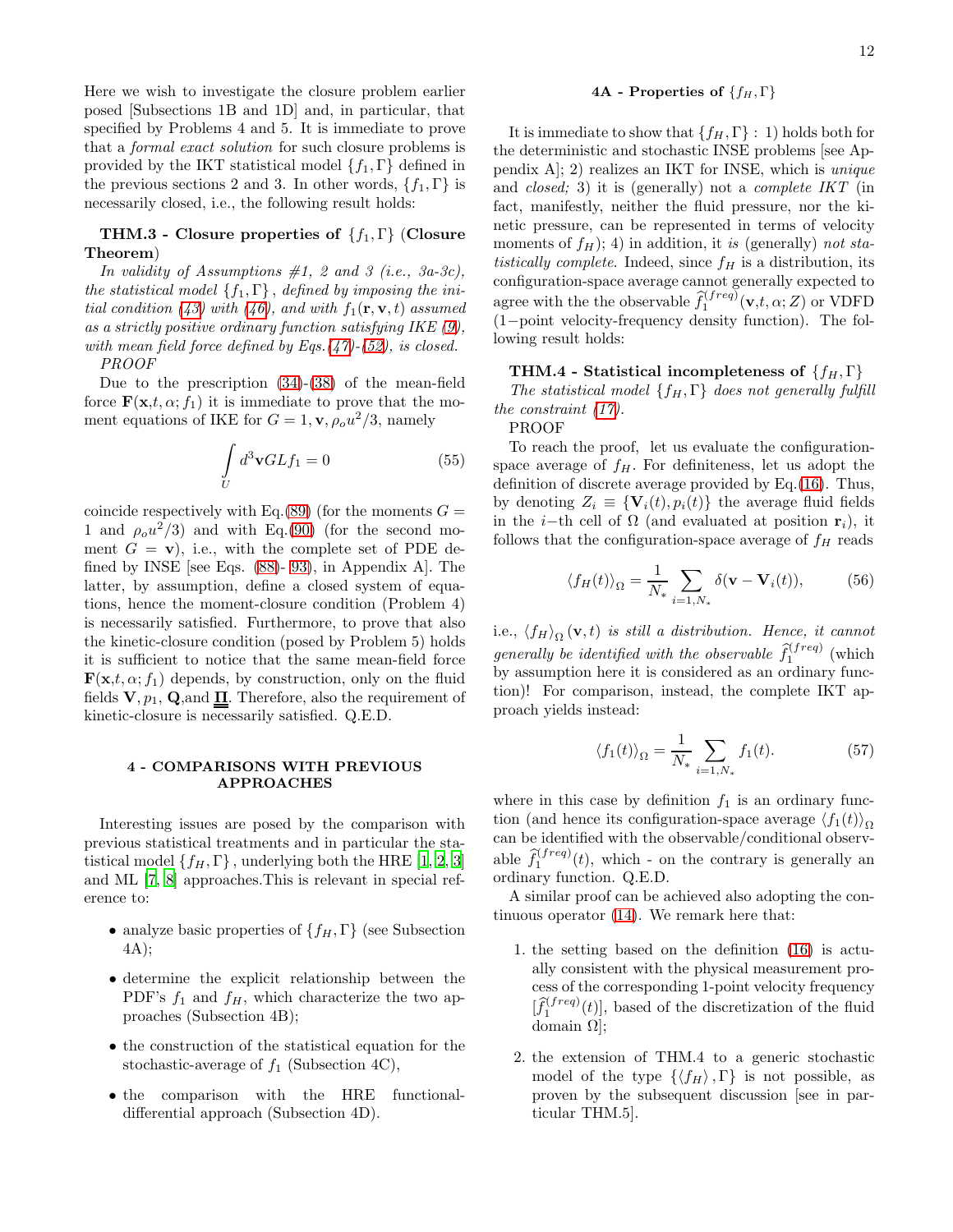Here we wish to investigate the closure problem earlier posed [Subsections 1B and 1D] and, in particular, that specified by Problems 4 and 5. It is immediate to prove that a *formal exact solution* for such closure problems is provided by the IKT statistical model $\{f_1, \Gamma\}$ defined in the previous sections 2 and 3. In other words, $\{f_1, \Gamma\}$ is necessarily closed, i.e., the following result holds:

**THM.3 - Closure properties of $\{f_1, \Gamma\}$ (Closure Theorem)**

*In validity of Assumptions #1, 2 and 3 (i.e., 3a-3c), the statistical model $\{f_1, \Gamma\}$, defined by imposing the initial condition (43) with (46), and with $f_1(\mathbf{r}, \mathbf{v}, t)$ assumed as a strictly positive ordinary function satisfying IKE (9), with mean field force defined by Eqs.(47)-(52), is closed.*

*PROOF*

Due to the prescription (34)-(38) of the mean-field force $\mathbf{F}(\mathbf{x}, t, \alpha; f_1)$ it is immediate to prove that the moment equations of IKE for $G = 1, \mathbf{v}, \rho_o u^2/3$, namely

$$\int_U d^3\mathbf{v} G L f_1 = 0 \tag{55}$$

coincide respectively with Eq.(89) (for the moments $G = 1$ and $\rho_o u^2/3$) and with Eq.(90) (for the second moment $G = \mathbf{v}$), i.e., with the complete set of PDE defined by INSE [see Eqs. (88)- 93), in Appendix A]. The latter, by assumption, define a closed system of equations, hence the moment-closure condition (Problem 4) is necessarily satisfied. Furthermore, to prove that also the kinetic-closure condition (posed by Problem 5) holds it is sufficient to notice that the same mean-field force $\mathbf{F}(\mathbf{x}, t, \alpha; f_1)$ depends, by construction, only on the fluid fields $\mathbf{V}, p_1, \mathbf{Q}$,and $\underline{\underline{\mathbf{\Pi}}}$. Therefore, also the requirement of kinetic-closure is necessarily satisfied. Q.E.D.

## 4 - COMPARISONS WITH PREVIOUS APPROACHES

Interesting issues are posed by the comparison with previous statistical treatments and in particular the statistical model $\{f_H, \Gamma\}$, underlying both the HRE [1, 2, 3] and ML [7, 8] approaches.This is relevant in special reference to:

- analyze basic properties of $\{f_H, \Gamma\}$ (see Subsection 4A);
- determine the explicit relationship between the PDF's $f_1$ and $f_H$, which characterize the two approaches (Subsection 4B);
- the construction of the statistical equation for the stochastic-average of $f_1$ (Subsection 4C),
- the comparison with the HRE functional-differential approach (Subsection 4D).

### 4A - Properties of $\{f_H, \Gamma\}$

It is immediate to show that $\{f_H, \Gamma\}$ : 1) holds both for the deterministic and stochastic INSE problems [see Appendix A]; 2) realizes an IKT for INSE, which is *unique* and *closed;* 3) it is (generally) not a *complete IKT* (in fact, manifestly, neither the fluid pressure, nor the kinetic pressure, can be represented in terms of velocity moments of $f_H$); 4) in addition, it *is* (generally) *not statistically complete*. Indeed, since $f_H$ is a distribution, its configuration-space average cannot generally expected to agree with the the observable $\widehat{f}_1^{(freq)}(\mathbf{v}, t, \alpha; Z)$ or VDFD (1−point velocity-frequency density function). The following result holds:

**THM.4 - Statistical incompleteness of $\{f_H, \Gamma\}$**

*The statistical model $\{f_H, \Gamma\}$ does not generally fulfill the constraint (17).*

PROOF

To reach the proof, let us evaluate the configuration-space average of $f_H$. For definiteness, let us adopt the definition of discrete average provided by Eq.(16). Thus, by denoting $Z_i \equiv \{\mathbf{V}_i(t), p_i(t)\}$ the average fluid fields in the $i$−th cell of $\Omega$ (and evaluated at position $\mathbf{r}_i$), it follows that the configuration-space average of $f_H$ reads

$$\langle f_H(t) \rangle_\Omega = \frac{1}{N_*} \sum_{i=1,N_*} \delta(\mathbf{v} - \mathbf{V}_i(t)), \tag{56}$$

i.e., $\langle f_H \rangle_\Omega (\mathbf{v}, t)$ *is still a distribution. Hence, it cannot generally be identified with the observable* $\widehat{f}_1^{(freq)}$ (which by assumption here it is considered as an ordinary function)! For comparison, instead, the complete IKT approach yields instead:

$$\langle f_1(t) \rangle_\Omega = \frac{1}{N_*} \sum_{i=1,N_*} f_1(t). \tag{57}$$

where in this case by definition $f_1$ is an ordinary function (and hence its configuration-space average $\langle f_1(t) \rangle_\Omega$ can be identified with the observable/conditional observable $\widehat{f}_1^{(freq)}(t)$, which - on the contrary is generally an ordinary function. Q.E.D.

A similar proof can be achieved also adopting the continuous operator (14). We remark here that:

1. the setting based on the definition (16) is actually consistent with the physical measurement process of the corresponding 1-point velocity frequency $[\widehat{f}_1^{(freq)}(t)]$, based of the discretization of the fluid domain $\Omega$];
2. the extension of THM.4 to a generic stochastic model of the type $\{\langle f_H \rangle, \Gamma\}$ is not possible, as proven by the subsequent discussion [see in particular THM.5].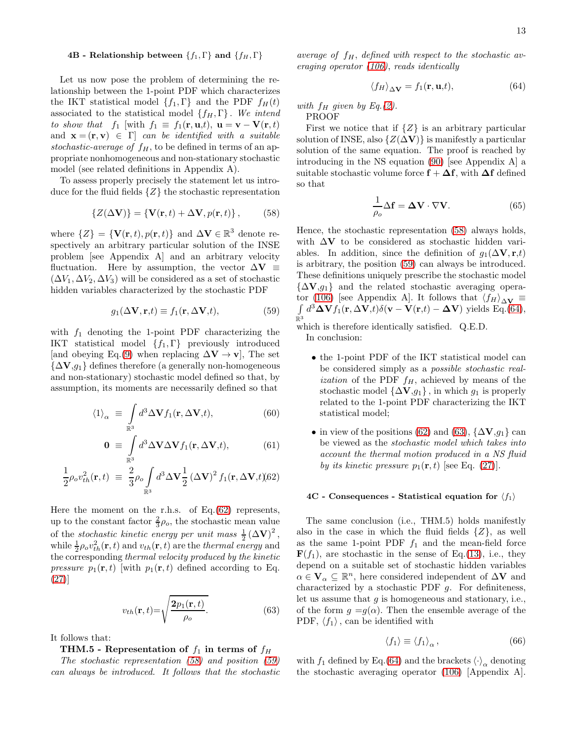### 4B - Relationship between $\{f_1, \Gamma\}$ and $\{f_H, \Gamma\}$

Let us now pose the problem of determining the relationship between the 1-point PDF which characterizes the IKT statistical model $\{f_1, \Gamma\}$ and the PDF $f_H(t)$ associated to the statistical model $\{f_H, \Gamma\}$. *We intend to show that* $f_1$ [with $f_1 \equiv f_1(\mathbf{r}, \mathbf{u}, t)$, $\mathbf{u} = \mathbf{v} - \mathbf{V}(\mathbf{r}, t)$ and $\mathbf{x} = (\mathbf{r}, \mathbf{v}) \in \Gamma$] *can be identified with a suitable stochastic-average of* $f_H$, to be defined in terms of an appropriate nonhomogeneous and non-stationary stochastic model (see related definitions in Appendix A).

To assess properly precisely the statement let us introduce for the fluid fields $\{Z\}$ the stochastic representation

$$\{Z(\Delta\mathbf{V})\} = \{\mathbf{V}(\mathbf{r}, t) + \Delta\mathbf{V}, p(\mathbf{r}, t)\}, \tag{58}$$

where $\{Z\} = \{\mathbf{V}(\mathbf{r}, t), p(\mathbf{r}, t)\}$ and $\Delta\mathbf{V} \in \mathbb{R}^3$ denote respectively an arbitrary particular solution of the INSE problem [see Appendix A] and an arbitrary velocity fluctuation. Here by assumption, the vector $\Delta\mathbf{V} \equiv (\Delta V_1, \Delta V_2, \Delta V_3)$ will be considered as a set of stochastic hidden variables characterized by the stochastic PDF

$$g_1(\Delta\mathbf{V}, \mathbf{r}, t) \equiv f_1(\mathbf{r}, \Delta\mathbf{V}, t), \tag{59}$$

with $f_1$ denoting the 1-point PDF characterizing the IKT statistical model $\{f_1, \Gamma\}$ previously introduced [and obeying Eq.(9) when replacing $\Delta\mathbf{V} \to \mathbf{v}$], The set $\{\Delta\mathbf{V}, g_1\}$ defines therefore (a generally non-homogeneous and non-stationary) stochastic model defined so that, by assumption, its moments are necessarily defined so that

$$\langle 1 \rangle_\alpha \equiv \int\limits_{\mathbb{R}^3} d^3\Delta\mathbf{V} f_1(\mathbf{r}, \Delta\mathbf{V}, t), \tag{60}$$

$$\mathbf{0} \equiv \int\limits_{\mathbb{R}^3} d^3\Delta\mathbf{V} \Delta\mathbf{V} f_1(\mathbf{r}, \Delta\mathbf{V}, t), \tag{61}$$

$$\frac{1}{2}\rho_o v_{th}^2(\mathbf{r}, t) \equiv \frac{2}{3}\rho_o \int\limits_{\mathbb{R}^3} d^3\Delta\mathbf{V} \frac{1}{2}(\Delta\mathbf{V})^2 f_1(\mathbf{r}, \Delta\mathbf{V}, t). \tag{62}$$

Here the moment on the r.h.s. of Eq.(62) represents, up to the constant factor $\frac{2}{3}\rho_o$, the stochastic mean value of the *stochastic kinetic energy per unit mass* $\frac{1}{2}(\Delta\mathbf{V})^2$, while $\frac{1}{2}\rho_o v_{th}^2(\mathbf{r}, t)$ and $v_{th}(\mathbf{r}, t)$ are the *thermal energy* and the corresponding *thermal velocity produced by the kinetic pressure* $p_1(\mathbf{r}, t)$ [with $p_1(\mathbf{r}, t)$ defined according to Eq. (27)]

$$v_{th}(\mathbf{r}, t) = \sqrt{\frac{\mathbf{2}p_1(\mathbf{r}, t)}{\rho_o}}. \tag{63}$$

It follows that:

**THM.5 - Representation of $f_1$ in terms of $f_H$**

*The stochastic representation (58) and position (59) can always be introduced. It follows that the stochastic average of* $f_H$*, defined with respect to the stochastic averaging operator (106), reads identically*

$$\langle f_H \rangle_{\Delta\mathbf{V}} = f_1(\mathbf{r}, \mathbf{u}, t), \tag{64}$$

*with* $f_H$ *given by Eq.(2).*

PROOF

First we notice that if $\{Z\}$ is an arbitrary particular solution of INSE, also $\{Z(\Delta\mathbf{V})\}$ is manifestly a particular solution of the same equation. The proof is reached by introducing in the NS equation (90) [see Appendix A] a suitable stochastic volume force $\mathbf{f} + \mathbf{\Delta f}$, with $\mathbf{\Delta f}$ defined so that

$$\frac{1}{\rho_o}\mathbf{\Delta f} = \mathbf{\Delta V} \cdot \nabla\mathbf{V}. \tag{65}$$

Hence, the stochastic representation (58) always holds, with $\Delta\mathbf{V}$ to be considered as stochastic hidden variables. In addition, since the definition of $g_1(\Delta\mathbf{V}, \mathbf{r}, t)$ is arbitrary, the position (59) can always be introduced. These definitions uniquely prescribe the stochastic model $\{\Delta\mathbf{V}, g_1\}$ and the related stochastic averaging operator (106) [see Appendix A]. It follows that $\langle f_H \rangle_{\Delta\mathbf{V}} \equiv \int\limits_{\mathbb{R}^3} d^3\mathbf{\Delta V} f_1(\mathbf{r}, \Delta\mathbf{V}, t)\delta(\mathbf{v} - \mathbf{V}(\mathbf{r}, t) - \Delta\mathbf{V})$ yields Eq.(64), which is therefore identically satisfied. Q.E.D.

In conclusion:

- the 1-point PDF of the IKT statistical model can be considered simply as a *possible stochastic realization* of the PDF $f_H$, achieved by means of the stochastic model $\{\Delta\mathbf{V}, g_1\}$, in which $g_1$ is properly related to the 1-point PDF characterizing the IKT statistical model;
- in view of the positions (62) and (63), $\{\Delta\mathbf{V}, g_1\}$ can be viewed as the *stochastic model which takes into account the thermal motion produced in a NS fluid by its kinetic pressure* $p_1(\mathbf{r}, t)$ [see Eq. (27)].

### 4C - Consequences - Statistical equation for $\langle f_1 \rangle$

The same conclusion (i.e., THM.5) holds manifestly also in the case in which the fluid fields $\{Z\}$, as well as the same 1-point PDF $f_1$ and the mean-field force $\mathbf{F}(f_1)$, are stochastic in the sense of Eq.(13), i.e., they depend on a suitable set of stochastic hidden variables $\alpha \in \mathbf{V}_\alpha \subseteq \mathbb{R}^n$, here considered independent of $\Delta\mathbf{V}$ and characterized by a stochastic PDF $g$. For definiteness, let us assume that $g$ is homogeneous and stationary, i.e., of the form $g = g(\alpha)$. Then the ensemble average of the PDF, $\langle f_1 \rangle$, can be identified with

$$\langle f_1 \rangle \equiv \langle f_1 \rangle_\alpha, \tag{66}$$

with $f_1$ defined by Eq.(64) and the brackets $\langle \cdot \rangle_\alpha$ denoting the stochastic averaging operator (106) [Appendix A].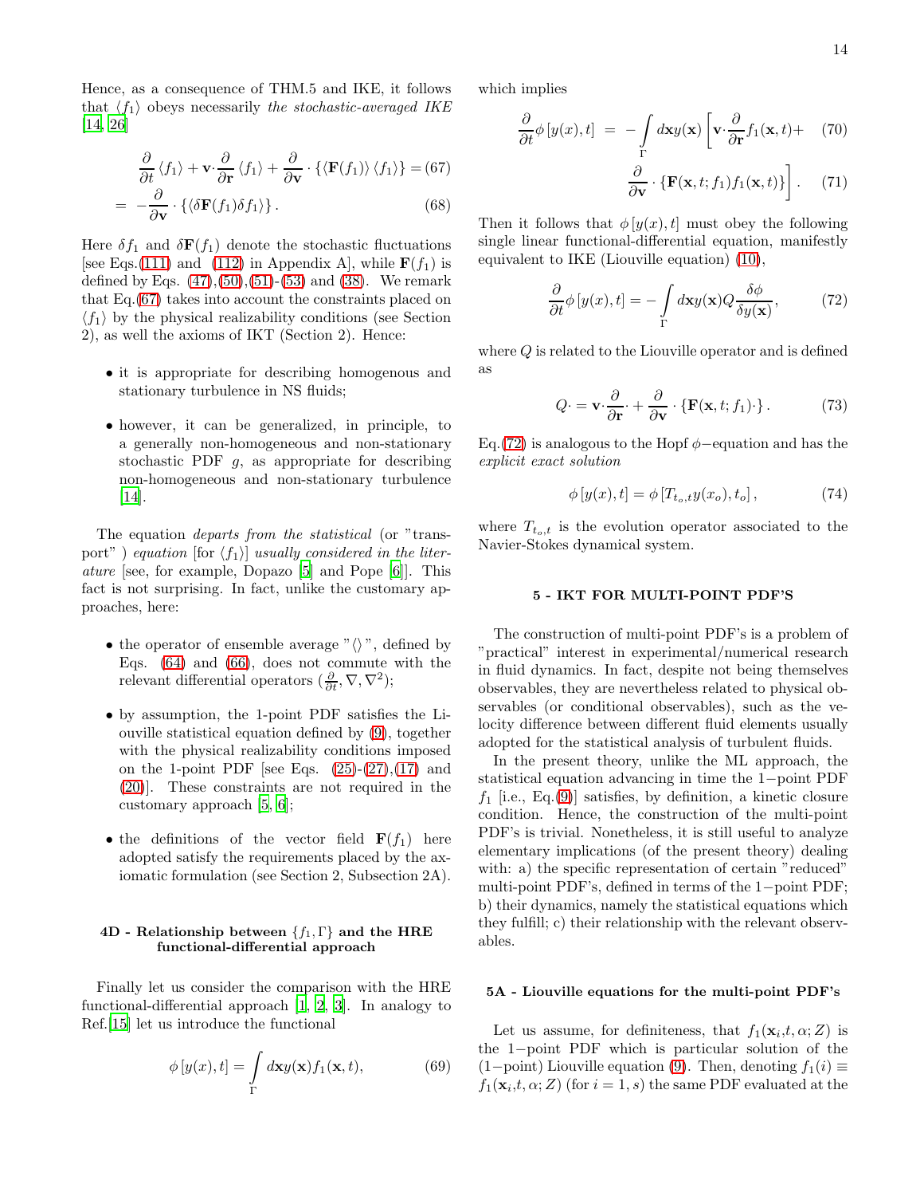Hence, as a consequence of THM.5 and IKE, it follows that $\langle f_1 \rangle$ obeys necessarily *the stochastic-averaged IKE* [14, 26]

$$\frac{\partial}{\partial t}\left\langle f_1\right\rangle + \mathbf{v}\cdot\frac{\partial}{\partial \mathbf{r}}\left\langle f_1\right\rangle + \frac{\partial}{\partial \mathbf{v}}\cdot\left\{\left\langle \mathbf{F}(f_1)\right\rangle\left\langle f_1\right\rangle\right\} = \tag{67}$$

$$= -\frac{\partial}{\partial \mathbf{v}}\cdot\left\{\left\langle \delta\mathbf{F}(f_1)\delta f_1\right\rangle\right\}. \tag{68}$$

Here $\delta f_1$ and $\delta \mathbf{F}(f_1)$ denote the stochastic fluctuations [see Eqs.(111) and (112) in Appendix A], while $\mathbf{F}(f_1)$ is defined by Eqs. (47),(50),(51)-(53) and (38). We remark that Eq.(67) takes into account the constraints placed on $\langle f_1 \rangle$ by the physical realizability conditions (see Section 2), as well the axioms of IKT (Section 2). Hence:

- it is appropriate for describing homogenous and stationary turbulence in NS fluids;
- however, it can be generalized, in principle, to a generally non-homogeneous and non-stationary stochastic PDF $g$, as appropriate for describing non-homogeneous and non-stationary turbulence [14].

The equation *departs from the statistical* (or "transport" ) *equation* [for $\langle f_1 \rangle$] *usually considered in the literature* [see, for example, Dopazo [5] and Pope [6]]. This fact is not surprising. In fact, unlike the customary approaches, here:

- the operator of ensemble average "$\langle\rangle$", defined by Eqs. (64) and (66), does not commute with the relevant differential operators ($\frac{\partial}{\partial t}, \nabla, \nabla^2$);
- by assumption, the 1-point PDF satisfies the Liouville statistical equation defined by (9), together with the physical realizability conditions imposed on the 1-point PDF [see Eqs. (25)-(27),(17) and (20)]. These constraints are not required in the customary approach [5, 6];
- the definitions of the vector field $\mathbf{F}(f_1)$ here adopted satisfy the requirements placed by the axiomatic formulation (see Section 2, Subsection 2A).

### 4D - Relationship between $\{f_1, \Gamma\}$ and the HRE functional-differential approach

Finally let us consider the comparison with the HRE functional-differential approach [1, 2, 3]. In analogy to Ref.[15] let us introduce the functional

$$\phi\left[y(x),t\right] = \int\limits_{\Gamma} d\mathbf{x} y(\mathbf{x}) f_1(\mathbf{x},t), \tag{69}$$

which implies

$$\frac{\partial}{\partial t}\phi\left[y(x),t\right] = -\int\limits_{\Gamma} d\mathbf{x} y(\mathbf{x})\left[\mathbf{v}\cdot\frac{\partial}{\partial \mathbf{r}}f_1(\mathbf{x},t) + \right. \tag{70}$$

$$\left.\frac{\partial}{\partial \mathbf{v}}\cdot\left\{\mathbf{F}(\mathbf{x},t;f_1)f_1(\mathbf{x},t)\right\}\right]. \tag{71}$$

Then it follows that $\phi\left[y(x),t\right]$ must obey the following single linear functional-differential equation, manifestly equivalent to IKE (Liouville equation) (10),

$$\frac{\partial}{\partial t}\phi\left[y(x),t\right] = -\int\limits_{\Gamma} d\mathbf{x} y(\mathbf{x}) Q\frac{\delta\phi}{\delta y(\mathbf{x})}, \tag{72}$$

where $Q$ is related to the Liouville operator and is defined as

$$Q\cdot = \mathbf{v}\cdot\frac{\partial}{\partial \mathbf{r}}\cdot + \frac{\partial}{\partial \mathbf{v}}\cdot\left\{\mathbf{F}(\mathbf{x},t;f_1)\cdot\right\}. \tag{73}$$

Eq.(72) is analogous to the Hopf $\phi-$equation and has the *explicit exact solution*

$$\phi\left[y(x),t\right] = \phi\left[T_{t_o,t}y(x_o),t_o\right], \tag{74}$$

where $T_{t_o,t}$ is the evolution operator associated to the Navier-Stokes dynamical system.

## 5 - IKT FOR MULTI-POINT PDF'S

The construction of multi-point PDF's is a problem of "practical" interest in experimental/numerical research in fluid dynamics. In fact, despite not being themselves observables, they are nevertheless related to physical observables (or conditional observables), such as the velocity difference between different fluid elements usually adopted for the statistical analysis of turbulent fluids.

In the present theory, unlike the ML approach, the statistical equation advancing in time the $1-$point PDF $f_1$ [i.e., Eq.(9)] satisfies, by definition, a kinetic closure condition. Hence, the construction of the multi-point PDF's is trivial. Nonetheless, it is still useful to analyze elementary implications (of the present theory) dealing with: a) the specific representation of certain "reduced" multi-point PDF's, defined in terms of the $1-$point PDF; b) their dynamics, namely the statistical equations which they fulfill; c) their relationship with the relevant observables.

### 5A - Liouville equations for the multi-point PDF's

Let us assume, for definiteness, that $f_1(\mathbf{x}_i,t,\alpha;Z)$ is the $1-$point PDF which is particular solution of the ($1-$point) Liouville equation (9). Then, denoting $f_1(i) \equiv f_1(\mathbf{x}_i,t,\alpha;Z)$ (for $i = 1,s$) the same PDF evaluated at the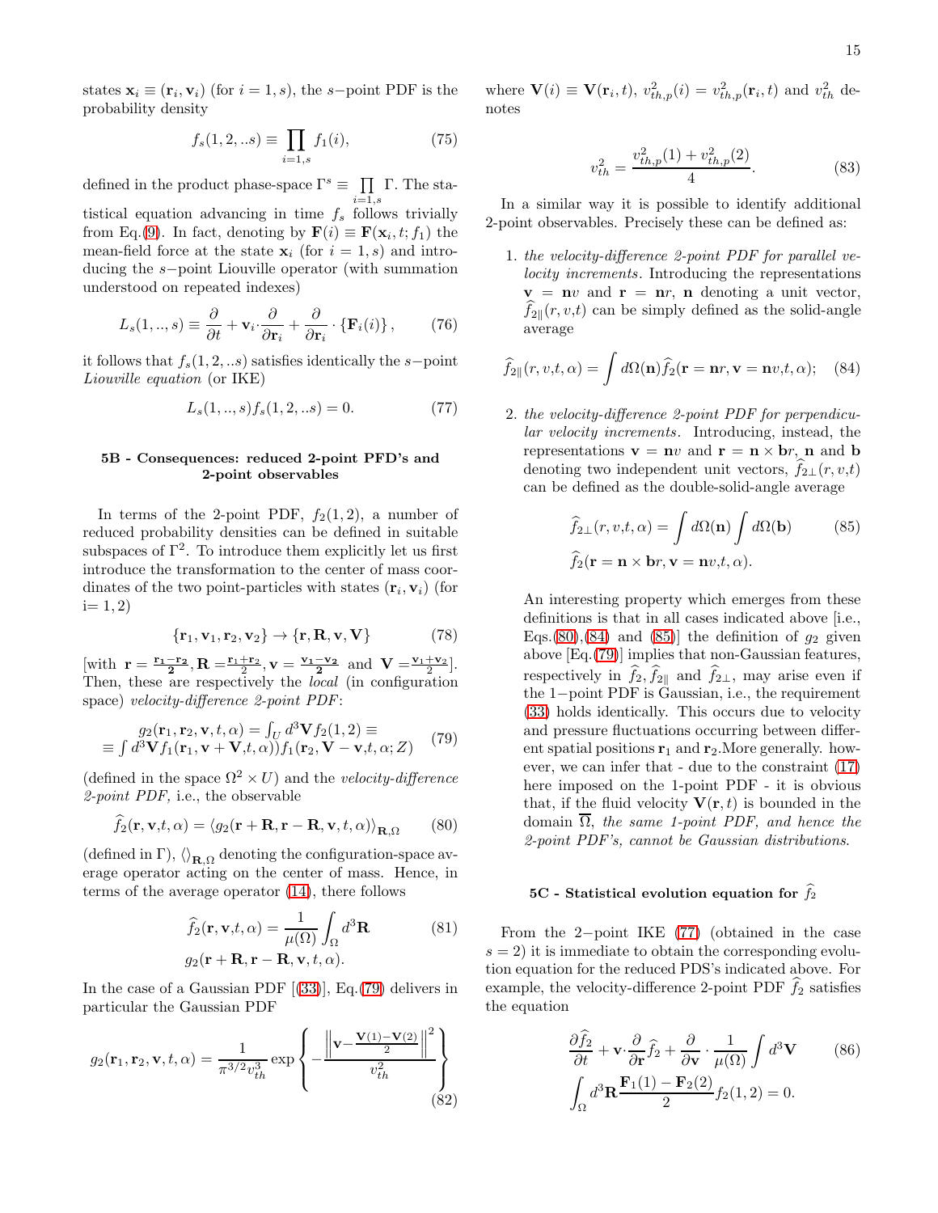states $\mathbf{x}_i \equiv (\mathbf{r}_i, \mathbf{v}_i)$ (for $i = 1, s$), the $s-$point PDF is the probability density

$$f_s(1,2,..s) \equiv \prod_{i=1,s} f_1(i), \tag{75}$$

defined in the product phase-space $\Gamma^s \equiv \prod_{i=1,s} \Gamma$. The statistical equation advancing in time $f_s$ follows trivially from Eq.(9). In fact, denoting by $\mathbf{F}(i) \equiv \mathbf{F}(\mathbf{x}_i, t; f_1)$ the mean-field force at the state $\mathbf{x}_i$ (for $i = 1, s$) and introducing the $s-$point Liouville operator (with summation understood on repeated indexes)

$$L_s(1,..,s) \equiv \frac{\partial}{\partial t} + \mathbf{v}_i \cdot \frac{\partial}{\partial \mathbf{r}_i} + \frac{\partial}{\partial \mathbf{r}_i} \cdot \{\mathbf{F}_i(i)\}, \tag{76}$$

it follows that $f_s(1,2,..s)$ satisfies identically the $s-$point *Liouville equation* (or IKE)

$$L_s(1,..,s) f_s(1,2,..s) = 0. \tag{77}$$

### 5B - Consequences: reduced 2-point PFD's and 2-point observables

In terms of the 2-point PDF, $f_2(1,2)$, a number of reduced probability densities can be defined in suitable subspaces of $\Gamma^2$. To introduce them explicitly let us first introduce the transformation to the center of mass coordinates of the two point-particles with states $(\mathbf{r}_i, \mathbf{v}_i)$ (for i= 1, 2)

$$\{\mathbf{r}_1, \mathbf{v}_1, \mathbf{r}_2, \mathbf{v}_2\} \rightarrow \{\mathbf{r}, \mathbf{R}, \mathbf{v}, \mathbf{V}\} \tag{78}$$

[with $\mathbf{r} = \frac{\mathbf{r_1}-\mathbf{r_2}}{\mathbf{2}}, \mathbf{R} = \frac{\mathbf{r_1}+\mathbf{r_2}}{2}, \mathbf{v} = \frac{\mathbf{v_1}-\mathbf{v_2}}{\mathbf{2}}$ and $\mathbf{V} = \frac{\mathbf{v_1}+\mathbf{v_2}}{2}$]. Then, these are respectively the *local* (in configuration space) *velocity-difference 2-point PDF*:

$$\begin{aligned} &g_2(\mathbf{r}_1, \mathbf{r}_2, \mathbf{v}, t, \alpha) = \int_U d^3\mathbf{V} f_2(1,2) \equiv \\ &\equiv \int d^3\mathbf{V} f_1(\mathbf{r}_1, \mathbf{v} + \mathbf{V}, t, \alpha)) f_1(\mathbf{r}_2, \mathbf{V} - \mathbf{v}, t, \alpha; Z) \end{aligned} \tag{79}$$

(defined in the space $\Omega^2 \times U$) and the *velocity-difference 2-point PDF,* i.e., the observable

$$\widehat{f}_2(\mathbf{r}, \mathbf{v}, t, \alpha) = \langle g_2(\mathbf{r} + \mathbf{R}, \mathbf{r} - \mathbf{R}, \mathbf{v}, t, \alpha)\rangle_{\mathbf{R},\Omega} \tag{80}$$

(defined in $\Gamma$), $\langle\rangle_{\mathbf{R},\Omega}$ denoting the configuration-space average operator acting on the center of mass. Hence, in terms of the average operator (14), there follows

$$\begin{aligned} \widehat{f}_2(\mathbf{r}, \mathbf{v}, t, \alpha) = \frac{1}{\mu(\Omega)} \int_\Omega d^3\mathbf{R} \\ g_2(\mathbf{r} + \mathbf{R}, \mathbf{r} - \mathbf{R}, \mathbf{v}, t, \alpha). \end{aligned} \tag{81}$$

In the case of a Gaussian PDF [(33)], Eq.(79) delivers in particular the Gaussian PDF

$$g_2(\mathbf{r}_1, \mathbf{r}_2, \mathbf{v}, t, \alpha) = \frac{1}{\pi^{3/2} v_{th}^3} \exp\left\{ -\frac{\left\| \mathbf{v} - \frac{\mathbf{V}(1) - \mathbf{V}(2)}{2} \right\|^2}{v_{th}^2} \right\} \tag{82}$$

where $\mathbf{V}(i) \equiv \mathbf{V}(\mathbf{r}_i, t)$, $v_{th,p}^2(i) = v_{th,p}^2(\mathbf{r}_i, t)$ and $v_{th}^2$ denotes

$$v_{th}^2 = \frac{v_{th,p}^2(1) + v_{th,p}^2(2)}{4}. \tag{83}$$

In a similar way it is possible to identify additional 2-point observables. Precisely these can be defined as:

1. *the velocity-difference 2-point PDF for parallel velocity increments.* Introducing the representations $\mathbf{v} = \mathbf{n}v$ and $\mathbf{r} = \mathbf{n}r$, $\mathbf{n}$ denoting a unit vector, $\widehat{f}_{2\parallel}(r, v, t)$ can be simply defined as the solid-angle average

$$\widehat{f}_{2\parallel}(r, v, t, \alpha) = \int d\Omega(\mathbf{n}) \widehat{f}_2(\mathbf{r} = \mathbf{n}r, \mathbf{v} = \mathbf{n}v, t, \alpha); \tag{84}$$

2. *the velocity-difference 2-point PDF for perpendicular velocity increments.* Introducing, instead, the representations $\mathbf{v} = \mathbf{n}v$ and $\mathbf{r} = \mathbf{n} \times \mathbf{b}r$, $\mathbf{n}$ and $\mathbf{b}$ denoting two independent unit vectors, $\widehat{f}_{2\perp}(r, v, t)$ can be defined as the double-solid-angle average

$$\begin{aligned} \widehat{f}_{2\perp}(r, v, t, \alpha) = \int d\Omega(\mathbf{n}) \int d\Omega(\mathbf{b}) \\ \widehat{f}_2(\mathbf{r} = \mathbf{n} \times \mathbf{b}r, \mathbf{v} = \mathbf{n}v, t, \alpha). \end{aligned} \tag{85}$$

An interesting property which emerges from these definitions is that in all cases indicated above [i.e., Eqs.(80),(84) and (85)] the definition of $g_2$ given above [Eq.(79)] implies that non-Gaussian features, respectively in $\widehat{f}_2, \widehat{f}_{2\parallel}$ and $\widehat{f}_{2\perp}$, may arise even if the 1−point PDF is Gaussian, i.e., the requirement (33) holds identically. This occurs due to velocity and pressure fluctuations occurring between different spatial positions $\mathbf{r}_1$ and $\mathbf{r}_2$.More generally. however, we can infer that - due to the constraint (17) here imposed on the 1-point PDF - it is obvious that, if the fluid velocity $\mathbf{V}(\mathbf{r}, t)$ is bounded in the domain $\overline{\Omega}$, *the same 1-point PDF, and hence the 2-point PDF's, cannot be Gaussian distributions.*

### 5C - Statistical evolution equation for $\widehat{f}_2$

From the 2−point IKE (77) (obtained in the case $s = 2$) it is immediate to obtain the corresponding evolution equation for the reduced PDS's indicated above. For example, the velocity-difference 2-point PDF $\widehat{f}_2$ satisfies the equation

$$\begin{aligned} \frac{\partial \widehat{f}_2}{\partial t} + \mathbf{v} \cdot \frac{\partial}{\partial \mathbf{r}} \widehat{f}_2 + \frac{\partial}{\partial \mathbf{v}} \cdot \frac{1}{\mu(\Omega)} \int d^3\mathbf{V} \\ \int_\Omega d^3\mathbf{R} \frac{\mathbf{F}_1(1) - \mathbf{F}_2(2)}{2} f_2(1,2) = 0. \end{aligned} \tag{86}$$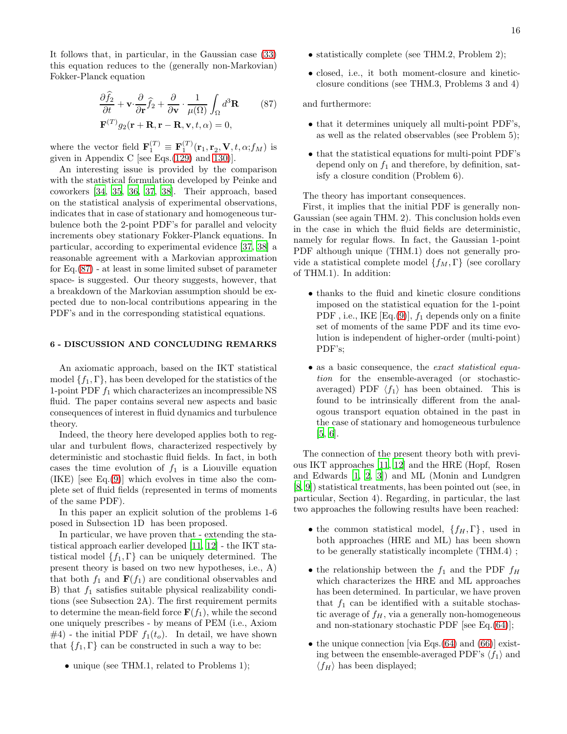It follows that, in particular, in the Gaussian case (33) this equation reduces to the (generally non-Markovian) Fokker-Planck equation

$$
\begin{aligned}
&\frac{\partial \widehat{f}_2}{\partial t} + \mathbf{v}\cdot\frac{\partial}{\partial \mathbf{r}}\widehat{f}_2 + \frac{\partial}{\partial \mathbf{v}}\cdot\frac{1}{\mu(\Omega)}\int_{\Omega} d^3\mathbf{R} \\
&\mathbf{F}^{(T)} g_2(\mathbf{r}+\mathbf{R}, \mathbf{r}-\mathbf{R}, \mathbf{v}, t, \alpha) = 0,
\end{aligned}
\tag{87}
$$

where the vector field $\mathbf{F}_1^{(T)} \equiv \mathbf{F}_1^{(T)}(\mathbf{r}_1, \mathbf{r}_2, \mathbf{V}, t, \alpha; f_M)$ is given in Appendix C [see Eqs.(129) and 130)].

An interesting issue is provided by the comparison with the statistical formulation developed by Peinke and coworkers [34, 35, 36, 37, 38]. Their approach, based on the statistical analysis of experimental observations, indicates that in case of stationary and homogeneous turbulence both the 2-point PDF's for parallel and velocity increments obey stationary Fokker-Planck equations. In particular, according to experimental evidence [37, 38] a reasonable agreement with a Markovian approximation for Eq.(87) - at least in some limited subset of parameter space- is suggested. Our theory suggests, however, that a breakdown of the Markovian assumption should be expected due to non-local contributions appearing in the PDF's and in the corresponding statistical equations.

## 6 - DISCUSSION AND CONCLUDING REMARKS

An axiomatic approach, based on the IKT statistical model $\{f_1, \Gamma\}$, has been developed for the statistics of the 1-point PDF $f_1$ which characterizes an incompressible NS fluid. The paper contains several new aspects and basic consequences of interest in fluid dynamics and turbulence theory.

Indeed, the theory here developed applies both to regular and turbulent flows, characterized respectively by deterministic and stochastic fluid fields. In fact, in both cases the time evolution of $f_1$ is a Liouville equation (IKE) [see Eq.(9)] which evolves in time also the complete set of fluid fields (represented in terms of moments of the same PDF).

In this paper an explicit solution of the problems 1-6 posed in Subsection 1D has been proposed.

In particular, we have proven that - extending the statistical approach earlier developed [11, 12] - the IKT statistical model $\{f_1, \Gamma\}$ can be uniquely determined. The present theory is based on two new hypotheses, i.e., A) that both $f_1$ and $\mathbf{F}(f_1)$ are conditional observables and B) that $f_1$ satisfies suitable physical realizability conditions (see Subsection 2A). The first requirement permits to determine the mean-field force $\mathbf{F}(f_1)$, while the second one uniquely prescribes - by means of PEM (i.e., Axiom #4) - the initial PDF $f_1(t_o)$. In detail, we have shown that $\{f_1, \Gamma\}$ can be constructed in such a way to be:

- unique (see THM.1, related to Problems 1);
- statistically complete (see THM.2, Problem 2);
- closed, i.e., it both moment-closure and kinetic-closure conditions (see THM.3, Problems 3 and 4)

and furthermore:

- that it determines uniquely all multi-point PDF's, as well as the related observables (see Problem 5);
- that the statistical equations for multi-point PDF's depend only on $f_1$ and therefore, by definition, satisfy a closure condition (Problem 6).

The theory has important consequences.

First, it implies that the initial PDF is generally non-Gaussian (see again THM. 2). This conclusion holds even in the case in which the fluid fields are deterministic, namely for regular flows. In fact, the Gaussian 1-point PDF although unique (THM.1) does not generally provide a statistical complete model $\{f_M, \Gamma\}$ (see corollary of THM.1). In addition:

- thanks to the fluid and kinetic closure conditions imposed on the statistical equation for the 1-point PDF , i.e., IKE [Eq.(9)], $f_1$ depends only on a finite set of moments of the same PDF and its time evolution is independent of higher-order (multi-point) PDF's;
- as a basic consequence, the *exact statistical equation* for the ensemble-averaged (or stochastic-averaged) PDF $\langle f_1 \rangle$ has been obtained. This is found to be intrinsically different from the analogous transport equation obtained in the past in the case of stationary and homogeneous turbulence [5, 6].

The connection of the present theory both with previous IKT approaches [11, 12] and the HRE (Hopf, Rosen and Edwards [1, 2, 3]) and ML (Monin and Lundgren [8, 9]) statistical treatments, has been pointed out (see, in particular, Section 4). Regarding, in particular, the last two approaches the following results have been reached:

- the common statistical model, $\{f_H, \Gamma\}$, used in both approaches (HRE and ML) has been shown to be generally statistically incomplete (THM.4) ;
- the relationship between the $f_1$ and the PDF $f_H$ which characterizes the HRE and ML approaches has been determined. In particular, we have proven that $f_1$ can be identified with a suitable stochastic average of $f_H$, via a generally non-homogeneous and non-stationary stochastic PDF [see Eq.(64)];
- the unique connection [via Eqs.(64) and (66)] existing between the ensemble-averaged PDF's $\langle f_1 \rangle$ and $\langle f_H \rangle$ has been displayed;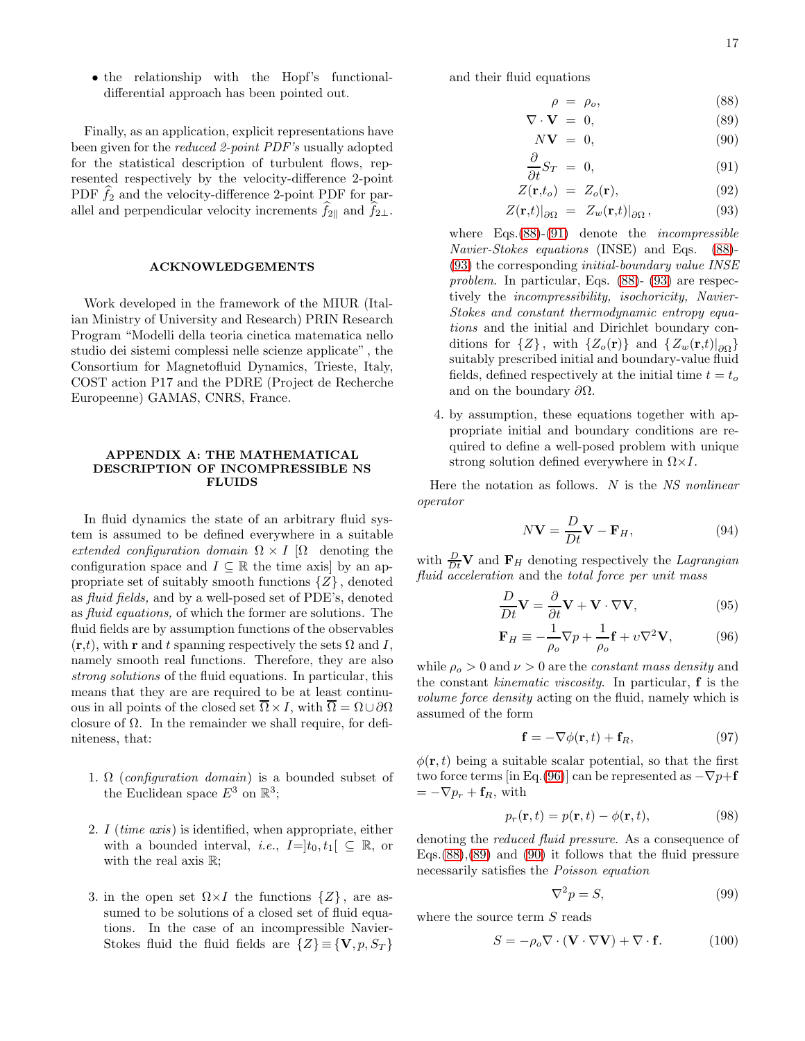- the relationship with the Hopf's functional-differential approach has been pointed out.

Finally, as an application, explicit representations have been given for the *reduced 2-point PDF's* usually adopted for the statistical description of turbulent flows, represented respectively by the velocity-difference 2-point PDF $\widehat{f}_2$ and the velocity-difference 2-point PDF for parallel and perpendicular velocity increments $\widehat{f}_{2\|}$ and $\widehat{f}_{2\perp}$.

## ACKNOWLEDGEMENTS

Work developed in the framework of the MIUR (Italian Ministry of University and Research) PRIN Research Program "Modelli della teoria cinetica matematica nello studio dei sistemi complessi nelle scienze applicate" , the Consortium for Magnetofluid Dynamics, Trieste, Italy, COST action P17 and the PDRE (Project de Recherche Europeenne) GAMAS, CNRS, France.

## APPENDIX A: THE MATHEMATICAL DESCRIPTION OF INCOMPRESSIBLE NS FLUIDS

In fluid dynamics the state of an arbitrary fluid system is assumed to be defined everywhere in a suitable *extended configuration domain* $\Omega \times I$ [$\Omega$ denoting the configuration space and $I \subseteq \mathbb{R}$ the time axis] by an appropriate set of suitably smooth functions $\{Z\}$, denoted as *fluid fields,* and by a well-posed set of PDE's, denoted as *fluid equations,* of which the former are solutions. The fluid fields are by assumption functions of the observables $(\mathbf{r},t)$, with $\mathbf{r}$ and $t$ spanning respectively the sets $\Omega$ and $I$, namely smooth real functions. Therefore, they are also *strong solutions* of the fluid equations. In particular, this means that they are are required to be at least continuous in all points of the closed set $\overline{\Omega}\times I$, with $\overline{\Omega}=\Omega\cup\partial\Omega$ closure of $\Omega$. In the remainder we shall require, for definiteness, that:

1. $\Omega$ (*configuration domain*) is a bounded subset of the Euclidean space $E^3$ on $\mathbb{R}^3$;

2. $I$ (*time axis*) is identified, when appropriate, either with a bounded interval, *i.e.*, $I=]t_0,t_1[\ \subseteq \mathbb{R}$, or with the real axis $\mathbb{R}$;

3. in the open set $\Omega\times I$ the functions $\{Z\}$, are assumed to be solutions of a closed set of fluid equations. In the case of an incompressible Navier-Stokes fluid the fluid fields are $\{Z\}\equiv\{\mathbf{V},p,S_T\}$ and their fluid equations

$$\rho = \rho_o, \tag{88}$$
$$\nabla\cdot\mathbf{V} = 0, \tag{89}$$
$$N\mathbf{V} = 0, \tag{90}$$
$$\frac{\partial}{\partial t}S_T = 0, \tag{91}$$
$$Z(\mathbf{r},t_o) = Z_o(\mathbf{r}), \tag{92}$$
$$Z(\mathbf{r},t)|_{\partial\Omega} = Z_w(\mathbf{r},t)|_{\partial\Omega}, \tag{93}$$

where Eqs.(88)-(91) denote the *incompressible Navier-Stokes equations* (INSE) and Eqs. (88)-(93) the corresponding *initial-boundary value INSE problem.* In particular, Eqs. (88)- (93) are respectively the *incompressibility, isochoricity, Navier-Stokes and constant thermodynamic entropy equations* and the initial and Dirichlet boundary conditions for $\{Z\}$, with $\{Z_o(\mathbf{r})\}$ and $\{Z_w(\mathbf{r},t)|_{\partial\Omega}\}$ suitably prescribed initial and boundary-value fluid fields, defined respectively at the initial time $t=t_o$ and on the boundary $\partial\Omega$.

4. by assumption, these equations together with appropriate initial and boundary conditions are required to define a well-posed problem with unique strong solution defined everywhere in $\Omega\times I$.

Here the notation as follows. $N$ is the *NS nonlinear operator*

$$N\mathbf{V} = \frac{D}{Dt}\mathbf{V} - \mathbf{F}_H, \tag{94}$$

with $\frac{D}{Dt}\mathbf{V}$ and $\mathbf{F}_H$ denoting respectively the *Lagrangian fluid acceleration* and the *total force per unit mass*

$$\frac{D}{Dt}\mathbf{V} = \frac{\partial}{\partial t}\mathbf{V} + \mathbf{V}\cdot\nabla\mathbf{V}, \tag{95}$$

$$\mathbf{F}_H \equiv -\frac{1}{\rho_o}\nabla p + \frac{1}{\rho_o}\mathbf{f} + \upsilon\nabla^2\mathbf{V}, \tag{96}$$

while $\rho_o > 0$ and $\nu > 0$ are the *constant mass density* and the constant *kinematic viscosity*. In particular, $\mathbf{f}$ is the *volume force density* acting on the fluid, namely which is assumed of the form

$$\mathbf{f} = -\nabla\phi(\mathbf{r},t) + \mathbf{f}_R, \tag{97}$$

$\phi(\mathbf{r},t)$ being a suitable scalar potential, so that the first two force terms [in Eq.(96)] can be represented as $-\nabla p+\mathbf{f}$ $= -\nabla p_r + \mathbf{f}_R$, with

$$p_r(\mathbf{r},t) = p(\mathbf{r},t) - \phi(\mathbf{r},t), \tag{98}$$

denoting the *reduced fluid pressure*. As a consequence of Eqs.(88),(89) and (90) it follows that the fluid pressure necessarily satisfies the *Poisson equation*

$$\nabla^2 p = S, \tag{99}$$

where the source term $S$ reads

$$S = -\rho_o\nabla\cdot(\mathbf{V}\cdot\nabla\mathbf{V}) + \nabla\cdot\mathbf{f}. \tag{100}$$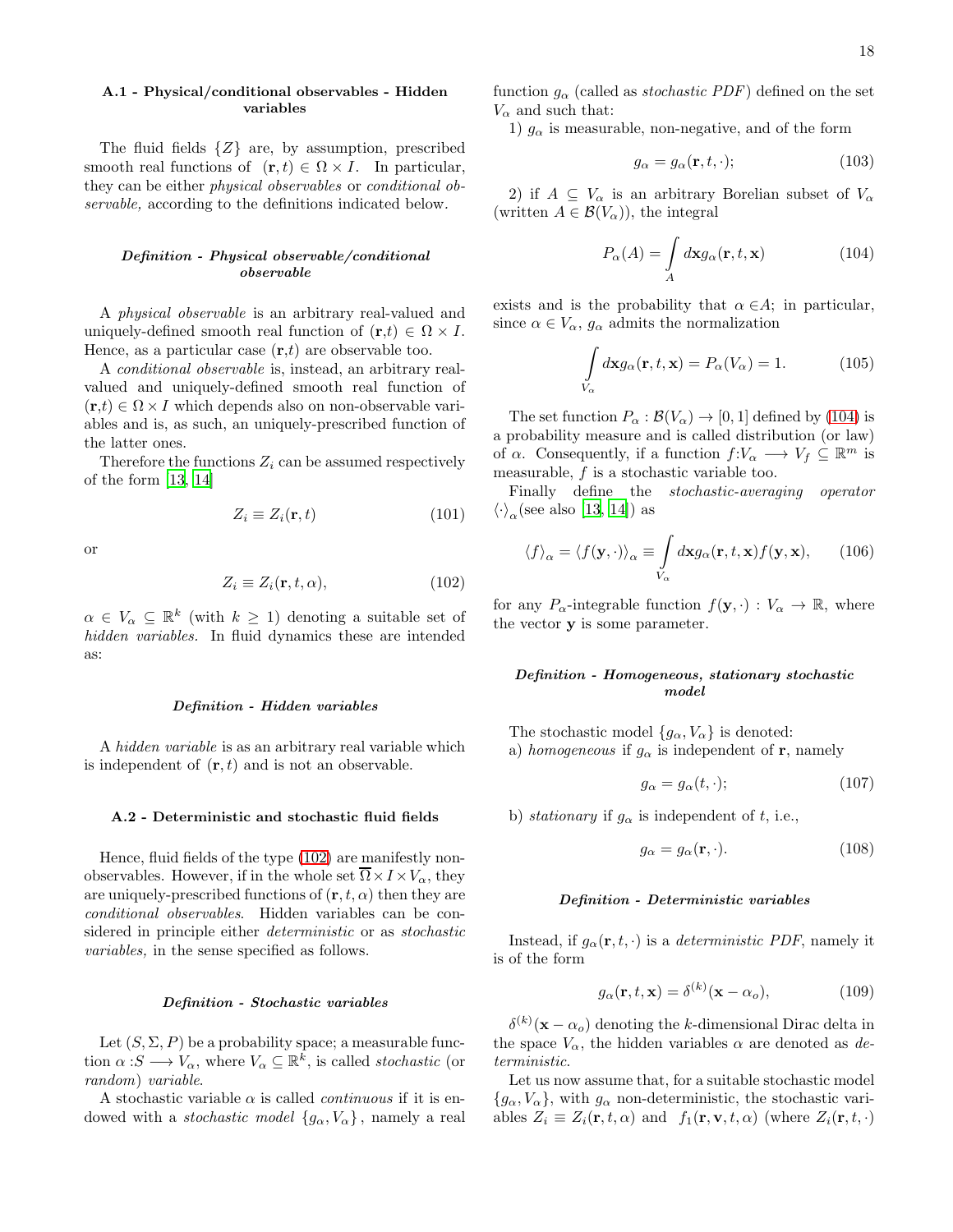### A.1 - Physical/conditional observables - Hidden variables

The fluid fields $\{Z\}$ are, by assumption, prescribed smooth real functions of $(\mathbf{r},t) \in \Omega \times I$. In particular, they can be either *physical observables* or *conditional observable,* according to the definitions indicated below.

#### *Definition - Physical observable/conditional observable*

A *physical observable* is an arbitrary real-valued and uniquely-defined smooth real function of $(\mathbf{r},t) \in \Omega \times I$. Hence, as a particular case $(\mathbf{r},t)$ are observable too.

A *conditional observable* is, instead, an arbitrary real-valued and uniquely-defined smooth real function of $(\mathbf{r},t) \in \Omega \times I$ which depends also on non-observable variables and is, as such, an uniquely-prescribed function of the latter ones.

Therefore the functions $Z_i$ can be assumed respectively of the form [13, 14]

$$Z_i \equiv Z_i(\mathbf{r},t) \tag{101}$$

or

$$Z_i \equiv Z_i(\mathbf{r},t,\alpha), \tag{102}$$

$\alpha \in V_\alpha \subseteq \mathbb{R}^k$ (with $k \geq 1$) denoting a suitable set of *hidden variables.* In fluid dynamics these are intended as:

#### *Definition - Hidden variables*

A *hidden variable* is as an arbitrary real variable which is independent of $(\mathbf{r},t)$ and is not an observable.

### A.2 - Deterministic and stochastic fluid fields

Hence, fluid fields of the type (102) are manifestly non-observables. However, if in the whole set $\overline{\Omega} \times I \times V_\alpha$, they are uniquely-prescribed functions of $(\mathbf{r},t,\alpha)$ then they are *conditional observables*. Hidden variables can be considered in principle either *deterministic* or as *stochastic variables,* in the sense specified as follows.

#### *Definition - Stochastic variables*

Let $(S,\Sigma,P)$ be a probability space; a measurable function $\alpha : S \longrightarrow V_\alpha$, where $V_\alpha \subseteq \mathbb{R}^k$, is called *stochastic* (or *random*) *variable*.

A stochastic variable $\alpha$ is called *continuous* if it is endowed with a *stochastic model* $\{g_\alpha, V_\alpha\}$, namely a real function $g_\alpha$ (called as *stochastic PDF*) defined on the set $V_\alpha$ and such that:

1) $g_\alpha$ is measurable, non-negative, and of the form

$$g_\alpha = g_\alpha(\mathbf{r},t,\cdot); \tag{103}$$

2) if $A \subseteq V_\alpha$ is an arbitrary Borelian subset of $V_\alpha$ (written $A \in \mathcal{B}(V_\alpha)$), the integral

$$P_\alpha(A) = \int\limits_A d\mathbf{x} g_\alpha(\mathbf{r},t,\mathbf{x}) \tag{104}$$

exists and is the probability that $\alpha \in A$; in particular, since $\alpha \in V_\alpha$, $g_\alpha$ admits the normalization

$$\int\limits_{V_\alpha} d\mathbf{x} g_\alpha(\mathbf{r},t,\mathbf{x}) = P_\alpha(V_\alpha) = 1. \tag{105}$$

The set function $P_\alpha : \mathcal{B}(V_\alpha) \to [0,1]$ defined by (104) is a probability measure and is called distribution (or law) of $\alpha$. Consequently, if a function $f : V_\alpha \longrightarrow V_f \subseteq \mathbb{R}^m$ is measurable, $f$ is a stochastic variable too.

Finally define the *stochastic-averaging operator* $\langle \cdot \rangle_\alpha$ (see also [13, 14]) as

$$\langle f \rangle_\alpha = \langle f(\mathbf{y},\cdot) \rangle_\alpha \equiv \int\limits_{V_\alpha} d\mathbf{x} g_\alpha(\mathbf{r},t,\mathbf{x}) f(\mathbf{y},\mathbf{x}), \tag{106}$$

for any $P_\alpha$-integrable function $f(\mathbf{y},\cdot) : V_\alpha \to \mathbb{R}$, where the vector $\mathbf{y}$ is some parameter.

#### *Definition - Homogeneous, stationary stochastic model*

The stochastic model $\{g_\alpha, V_\alpha\}$ is denoted:

a) *homogeneous* if $g_\alpha$ is independent of $\mathbf{r}$, namely

$$g_\alpha = g_\alpha(t,\cdot); \tag{107}$$

b) *stationary* if $g_\alpha$ is independent of $t$, i.e.,

$$g_\alpha = g_\alpha(\mathbf{r},\cdot). \tag{108}$$

#### *Definition - Deterministic variables*

Instead, if $g_\alpha(\mathbf{r},t,\cdot)$ is a *deterministic PDF*, namely it is of the form

$$g_\alpha(\mathbf{r},t,\mathbf{x}) = \delta^{(k)}(\mathbf{x} - \alpha_o), \tag{109}$$

$\delta^{(k)}(\mathbf{x} - \alpha_o)$ denoting the $k$-dimensional Dirac delta in the space $V_\alpha$, the hidden variables $\alpha$ are denoted as *deterministic*.

Let us now assume that, for a suitable stochastic model $\{g_\alpha, V_\alpha\}$, with $g_\alpha$ non-deterministic, the stochastic variables $Z_i \equiv Z_i(\mathbf{r},t,\alpha)$ and $f_1(\mathbf{r},\mathbf{v},t,\alpha)$ (where $Z_i(\mathbf{r},t,\cdot)$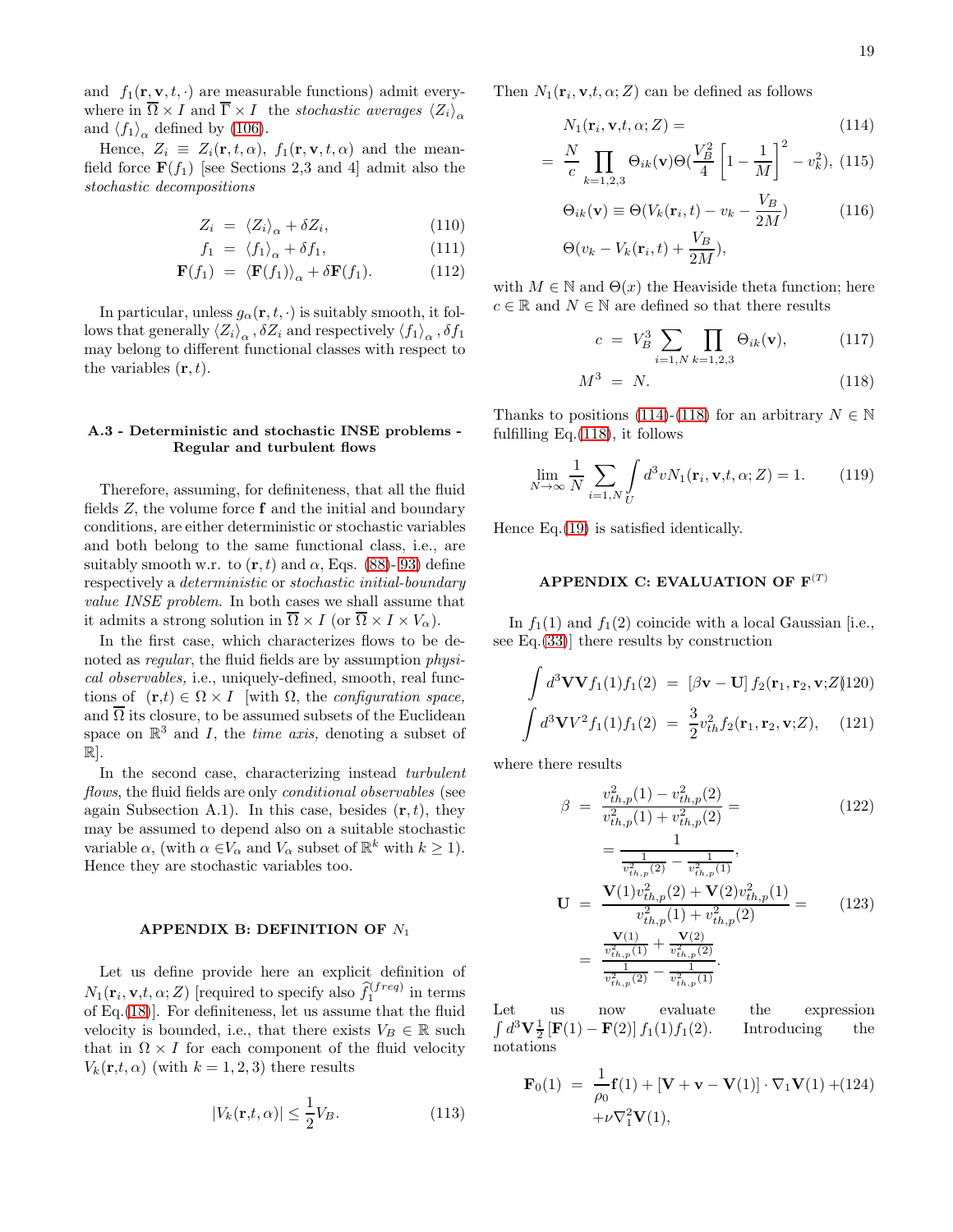and $f_1(\mathbf{r},\mathbf{v},t,\cdot)$ are measurable functions) admit everywhere in $\overline{\Omega}\times I$ and $\overline{\Gamma}\times I$ the *stochastic averages* $\left\langle Z_i\right\rangle_\alpha$ and $\left\langle f_1\right\rangle_\alpha$ defined by (106).

Hence, $Z_i \equiv Z_i(\mathbf{r},t,\alpha)$, $f_1(\mathbf{r},\mathbf{v},t,\alpha)$ and the mean-field force $\mathbf{F}(f_1)$ [see Sections 2,3 and 4] admit also the *stochastic decompositions*

$$Z_i = \left\langle Z_i\right\rangle_\alpha + \delta Z_i, \tag{110}$$

$$f_1 = \left\langle f_1\right\rangle_\alpha + \delta f_1, \tag{111}$$

$$\mathbf{F}(f_1) = \left\langle \mathbf{F}(f_1)\right\rangle_\alpha + \delta \mathbf{F}(f_1). \tag{112}$$

In particular, unless $g_\alpha(\mathbf{r},t,\cdot)$ is suitably smooth, it follows that generally $\left\langle Z_i\right\rangle_\alpha, \delta Z_i$ and respectively $\left\langle f_1\right\rangle_\alpha, \delta f_1$ may belong to different functional classes with respect to the variables $(\mathbf{r},t)$.

### A.3 - Deterministic and stochastic INSE problems - Regular and turbulent flows

Therefore, assuming, for definiteness, that all the fluid fields $Z$, the volume force $\mathbf{f}$ and the initial and boundary conditions, are either deterministic or stochastic variables and both belong to the same functional class, i.e., are suitably smooth w.r. to $(\mathbf{r},t)$ and $\alpha$, Eqs. (88)- 93) define respectively a *deterministic* or *stochastic initial-boundary value INSE problem*. In both cases we shall assume that it admits a strong solution in $\overline{\Omega}\times I$ (or $\overline{\Omega}\times I\times V_\alpha$).

In the first case, which characterizes flows to be denoted as *regular*, the fluid fields are by assumption *physical observables,* i.e., uniquely-defined, smooth, real functions of $(\mathbf{r},t)\in\Omega\times I$ [with $\Omega$, the *configuration space,* and $\overline{\Omega}$ its closure, to be assumed subsets of the Euclidean space on $\mathbb{R}^3$ and $I$, the *time axis,* denoting a subset of $\mathbb{R}$].

In the second case, characterizing instead *turbulent flows*, the fluid fields are only *conditional observables* (see again Subsection A.1). In this case, besides $(\mathbf{r},t)$, they may be assumed to depend also on a suitable stochastic variable $\alpha$, (with $\alpha\in V_\alpha$ and $V_\alpha$ subset of $\mathbb{R}^k$ with $k\geq 1$). Hence they are stochastic variables too.

## APPENDIX B: DEFINITION OF $N_1$

Let us define provide here an explicit definition of $N_1(\mathbf{r}_i,\mathbf{v},t,\alpha;Z)$ [required to specify also $\widehat{f}_1^{(freq)}$ in terms of Eq.(18)]. For definiteness, let us assume that the fluid velocity is bounded, i.e., that there exists $V_B\in\mathbb{R}$ such that in $\Omega\times I$ for each component of the fluid velocity $V_k(\mathbf{r},t,\alpha)$ (with $k=1,2,3$) there results

$$|V_k(\mathbf{r},t,\alpha)|\leq \frac{1}{2}V_B. \tag{113}$$

Then $N_1(\mathbf{r}_i,\mathbf{v},t,\alpha;Z)$ can be defined as follows

$$N_1(\mathbf{r}_i,\mathbf{v},t,\alpha;Z) = \tag{114}$$

$$= \frac{N}{c}\prod_{k=1,2,3}\Theta_{ik}(\mathbf{v})\Theta(\frac{V_B^2}{4}\left[1-\frac{1}{M}\right]^2 - v_k^2), \tag{115}$$

$$\Theta_{ik}(\mathbf{v}) \equiv \Theta(V_k(\mathbf{r}_i,t) - v_k - \frac{V_B}{2M}) \tag{116}$$

$$\Theta(v_k - V_k(\mathbf{r}_i,t) + \frac{V_B}{2M}),$$

with $M\in\mathbb{N}$ and $\Theta(x)$ the Heaviside theta function; here $c\in\mathbb{R}$ and $N\in\mathbb{N}$ are defined so that there results

$$c = V_B^3\sum_{i=1,N}\prod_{k=1,2,3}\Theta_{ik}(\mathbf{v}), \tag{117}$$

$$M^3 = N. \tag{118}$$

Thanks to positions (114)-(118) for an arbitrary $N\in\mathbb{N}$ fulfilling Eq.(118), it follows

$$\lim_{N\to\infty}\frac{1}{N}\sum_{i=1,N}\int\limits_U d^3v N_1(\mathbf{r}_i,\mathbf{v},t,\alpha;Z) = 1. \tag{119}$$

Hence Eq.(19) is satisfied identically.

## APPENDIX C: EVALUATION OF $\mathbf{F}^{(T)}$

In $f_1(1)$ and $f_1(2)$ coincide with a local Gaussian [i.e., see Eq.(33)] there results by construction

$$\int d^3\mathbf{V}\mathbf{V}f_1(1)f_1(2) = \left[\beta\mathbf{v}-\mathbf{U}\right]f_2(\mathbf{r}_1,\mathbf{r}_2,\mathbf{v};Z) \tag{120}$$

$$\int d^3\mathbf{V}V^2f_1(1)f_1(2) = \frac{3}{2}v_{th}^2 f_2(\mathbf{r}_1,\mathbf{r}_2,\mathbf{v};Z), \tag{121}$$

where there results

$$\beta = \frac{v_{th,p}^2(1)-v_{th,p}^2(2)}{v_{th,p}^2(1)+v_{th,p}^2(2)} = \tag{122}$$

$$= \frac{1}{\frac{1}{v_{th,p}^2(2)}-\frac{1}{v_{th,p}^2(1)}},$$

$$\mathbf{U} = \frac{\mathbf{V}(1)v_{th,p}^2(2)+\mathbf{V}(2)v_{th,p}^2(1)}{v_{th,p}^2(1)+v_{th,p}^2(2)} = \tag{123}$$

$$= \frac{\frac{\mathbf{V}(1)}{v_{th,p}^2(1)}+\frac{\mathbf{V}(2)}{v_{th,p}^2(2)}}{\frac{1}{v_{th,p}^2(2)}-\frac{1}{v_{th,p}^2(1)}}.$$

Let us now evaluate the expression $\int d^3\mathbf{V}\frac{1}{2}\left[\mathbf{F}(1)-\mathbf{F}(2)\right]f_1(1)f_1(2)$. Introducing the notations

$$\mathbf{F}_0(1) = \frac{1}{\rho_0}\mathbf{f}(1) + \left[\mathbf{V}+\mathbf{v}-\mathbf{V}(1)\right]\cdot\nabla_1\mathbf{V}(1) + \tag{124}$$

$$+\nu\nabla_1^2\mathbf{V}(1),$$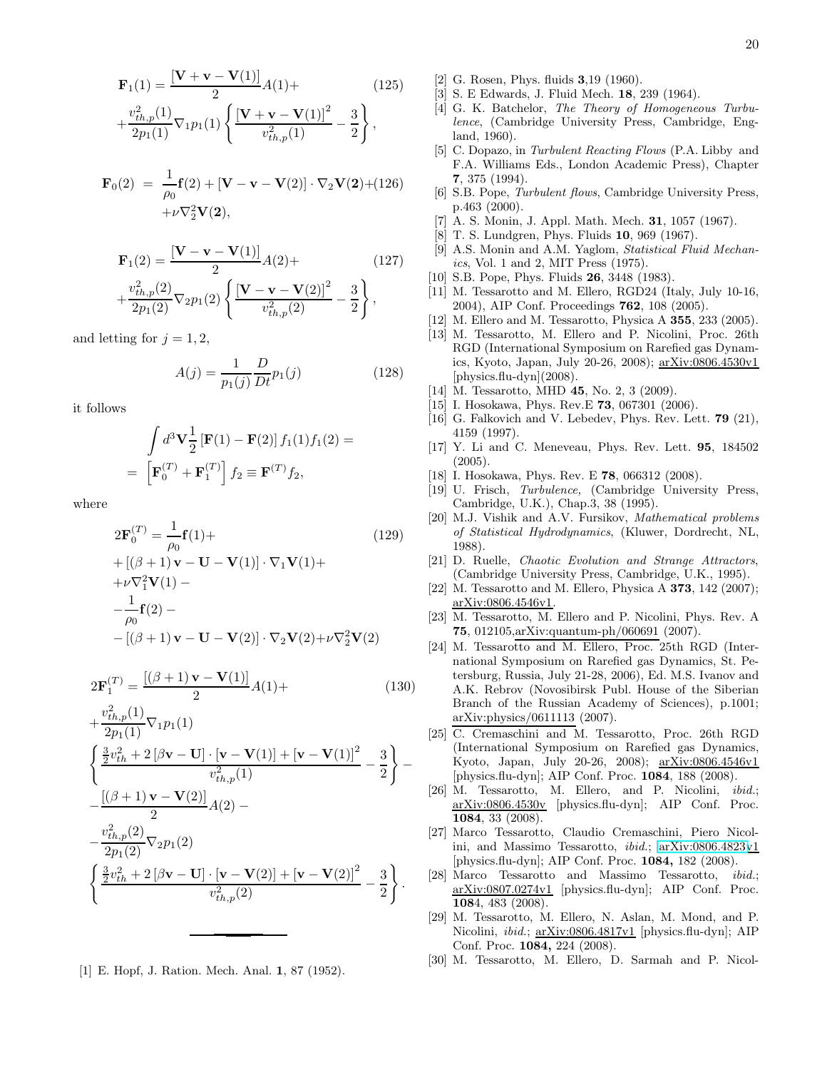$$\mathbf{F}_1(1) = \frac{[\mathbf{V}+\mathbf{v}-\mathbf{V}(1)]}{2}A(1)+ \tag{125}$$
$$+\frac{v_{th,p}^2(1)}{2p_1(1)}\nabla_1 p_1(1)\left\{\frac{[\mathbf{V}+\mathbf{v}-\mathbf{V}(1)]^2}{v_{th,p}^2(1)}-\frac{3}{2}\right\},$$

$$\mathbf{F}_0(2) = \frac{1}{\rho_0}\mathbf{f}(2)+[\mathbf{V}-\mathbf{v}-\mathbf{V}(2)]\cdot\nabla_2\mathbf{V}(\mathbf{2})+ \tag{126}$$
$$+\nu\nabla_2^2\mathbf{V}(\mathbf{2}),$$

$$\mathbf{F}_1(2) = \frac{[\mathbf{V}-\mathbf{v}-\mathbf{V}(1)]}{2}A(2)+ \tag{127}$$
$$+\frac{v_{th,p}^2(2)}{2p_1(2)}\nabla_2 p_1(2)\left\{\frac{[\mathbf{V}-\mathbf{v}-\mathbf{V}(2)]^2}{v_{th,p}^2(2)}-\frac{3}{2}\right\},$$

and letting for $j=1,2,$

$$A(j) = \frac{1}{p_1(j)}\frac{D}{Dt}p_1(j) \tag{128}$$

it follows

$$\int d^3\mathbf{V}\frac{1}{2}\left[\mathbf{F}(1)-\mathbf{F}(2)\right]f_1(1)f_1(2) =$$
$$= \left[\mathbf{F}_0^{(T)}+\mathbf{F}_1^{(T)}\right]f_2 \equiv \mathbf{F}^{(T)}f_2,$$

where

$$2\mathbf{F}_0^{(T)} = \frac{1}{\rho_0}\mathbf{f}(1)+ \tag{129}$$
$$+\left[(\beta+1)\mathbf{v}-\mathbf{U}-\mathbf{V}(1)\right]\cdot\nabla_1\mathbf{V}(1)+$$
$$+\nu\nabla_1^2\mathbf{V}(1)-$$
$$-\frac{1}{\rho_0}\mathbf{f}(2)-$$
$$-\left[(\beta+1)\mathbf{v}-\mathbf{U}-\mathbf{V}(2)\right]\cdot\nabla_2\mathbf{V}(2)+\nu\nabla_2^2\mathbf{V}(2)$$

$$2\mathbf{F}_1^{(T)} = \frac{[(\beta+1)\mathbf{v}-\mathbf{V}(1)]}{2}A(1)+ \tag{130}$$
$$+\frac{v_{th,p}^2(1)}{2p_1(1)}\nabla_1 p_1(1)$$
$$\left\{\frac{\frac{3}{2}v_{th}^2+2\left[\beta\mathbf{v}-\mathbf{U}\right]\cdot[\mathbf{v}-\mathbf{V}(1)]+[\mathbf{v}-\mathbf{V}(1)]^2}{v_{th,p}^2(1)}-\frac{3}{2}\right\}-$$
$$-\frac{[(\beta+1)\mathbf{v}-\mathbf{V}(2)]}{2}A(2)-$$
$$-\frac{v_{th,p}^2(2)}{2p_1(2)}\nabla_2 p_1(2)$$
$$\left\{\frac{\frac{3}{2}v_{th}^2+2\left[\beta\mathbf{v}-\mathbf{U}\right]\cdot[\mathbf{v}-\mathbf{V}(2)]+[\mathbf{v}-\mathbf{V}(2)]^2}{v_{th,p}^2(2)}-\frac{3}{2}\right\}.$$

---

[1] E. Hopf, J. Ration. Mech. Anal. **1**, 87 (1952).

[2] G. Rosen, Phys. fluids **3**,19 (1960).

[3] S. E Edwards, J. Fluid Mech. **18**, 239 (1964).

[4] G. K. Batchelor, *The Theory of Homogeneous Turbulence*, (Cambridge University Press, Cambridge, England, 1960).

[5] C. Dopazo, in *Turbulent Reacting Flows* (P.A. Libby and F.A. Williams Eds., London Academic Press), Chapter **7**, 375 (1994).

[6] S.B. Pope, *Turbulent flows*, Cambridge University Press, p.463 (2000).

[7] A. S. Monin, J. Appl. Math. Mech. **31**, 1057 (1967).

[8] T. S. Lundgren, Phys. Fluids **10**, 969 (1967).

[9] A.S. Monin and A.M. Yaglom, *Statistical Fluid Mechanics*, Vol. 1 and 2, MIT Press (1975).

[10] S.B. Pope, Phys. Fluids **26**, 3448 (1983).

[11] M. Tessarotto and M. Ellero, RGD24 (Italy, July 10-16, 2004), AIP Conf. Proceedings **762**, 108 (2005).

[12] M. Ellero and M. Tessarotto, Physica A **355**, 233 (2005).

[13] M. Tessarotto, M. Ellero and P. Nicolini, Proc. 26th RGD (International Symposium on Rarefied gas Dynamics, Kyoto, Japan, July 20-26, 2008); arXiv:0806.4530v1 [physics.flu-dyn](2008).

[14] M. Tessarotto, MHD **45**, No. 2, 3 (2009).

[15] I. Hosokawa, Phys. Rev.E **73**, 067301 (2006).

[16] G. Falkovich and V. Lebedev, Phys. Rev. Lett. **79** (21), 4159 (1997).

[17] Y. Li and C. Meneveau, Phys. Rev. Lett. **95**, 184502 (2005).

[18] I. Hosokawa, Phys. Rev. E **78**, 066312 (2008).

[19] U. Frisch, *Turbulence,* (Cambridge University Press, Cambridge, U.K.), Chap.3, 38 (1995).

[20] M.J. Vishik and A.V. Fursikov, *Mathematical problems of Statistical Hydrodynamics*, (Kluwer, Dordrecht, NL, 1988).

[21] D. Ruelle, *Chaotic Evolution and Strange Attractors*, (Cambridge University Press, Cambridge, U.K., 1995).

[22] M. Tessarotto and M. Ellero, Physica A **373**, 142 (2007); arXiv:0806.4546v1.

[23] M. Tessarotto, M. Ellero and P. Nicolini, Phys. Rev. A **75**, 012105,arXiv:quantum-ph/060691 (2007).

[24] M. Tessarotto and M. Ellero, Proc. 25th RGD (International Symposium on Rarefied gas Dynamics, St. Petersburg, Russia, July 21-28, 2006), Ed. M.S. Ivanov and A.K. Rebrov (Novosibirsk Publ. House of the Siberian Branch of the Russian Academy of Sciences), p.1001; arXiv:physics/0611113 (2007).

[25] C. Cremaschini and M. Tessarotto, Proc. 26th RGD (International Symposium on Rarefied gas Dynamics, Kyoto, Japan, July 20-26, 2008); arXiv:0806.4546v1 [physics.flu-dyn]; AIP Conf. Proc. **1084**, 188 (2008).

[26] M. Tessarotto, M. Ellero, and P. Nicolini, *ibid.*; arXiv:0806.4530v [physics.flu-dyn]; AIP Conf. Proc. **1084**, 33 (2008).

[27] Marco Tessarotto, Claudio Cremaschini, Piero Nicolini, and Massimo Tessarotto, *ibid.*; arXiv:0806.4823v1 [physics.flu-dyn]; AIP Conf. Proc. **1084,** 182 (2008).

[28] Marco Tessarotto and Massimo Tessarotto, *ibid.*; arXiv:0807.0274v1 [physics.flu-dyn]; AIP Conf. Proc. **108**4, 483 (2008).

[29] M. Tessarotto, M. Ellero, N. Aslan, M. Mond, and P. Nicolini, *ibid.*; arXiv:0806.4817v1 [physics.flu-dyn]; AIP Conf. Proc. **1084,** 224 (2008).

[30] M. Tessarotto, M. Ellero, D. Sarmah and P. Nicol-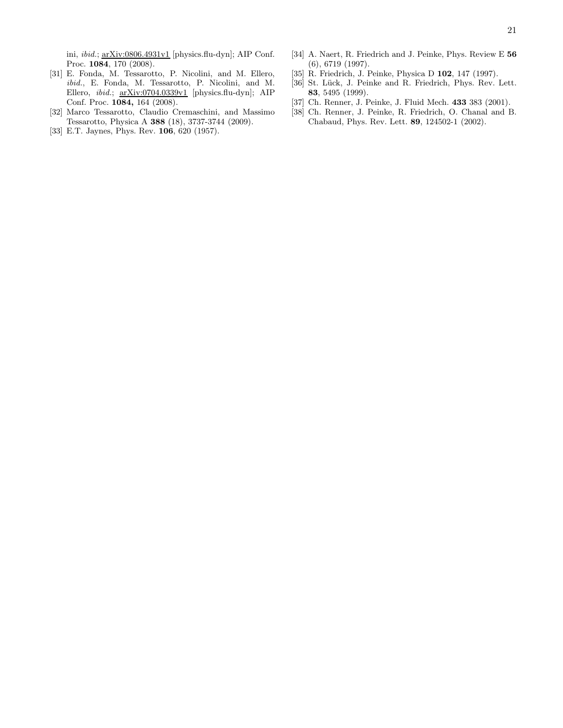ini, *ibid.*; arXiv:0806.4931v1 [physics.flu-dyn]; AIP Conf. Proc. **1084**, 170 (2008).

[31] E. Fonda, M. Tessarotto, P. Nicolini, and M. Ellero, *ibid.*, E. Fonda, M. Tessarotto, P. Nicolini, and M. Ellero, *ibid.*; arXiv:0704.0339v1 [physics.flu-dyn]; AIP Conf. Proc. **1084,** 164 (2008).

[32] Marco Tessarotto, Claudio Cremaschini, and Massimo Tessarotto, Physica A **388** (18), 3737-3744 (2009).

[33] E.T. Jaynes, Phys. Rev. **106**, 620 (1957).

[34] A. Naert, R. Friedrich and J. Peinke, Phys. Review E **56** (6), 6719 (1997).

[35] R. Friedrich, J. Peinke, Physica D **102**, 147 (1997).

[36] St. Lück, J. Peinke and R. Friedrich, Phys. Rev. Lett. **83**, 5495 (1999).

[37] Ch. Renner, J. Peinke, J. Fluid Mech. **433** 383 (2001).

[38] Ch. Renner, J. Peinke, R. Friedrich, O. Chanal and B. Chabaud, Phys. Rev. Lett. **89**, 124502-1 (2002).